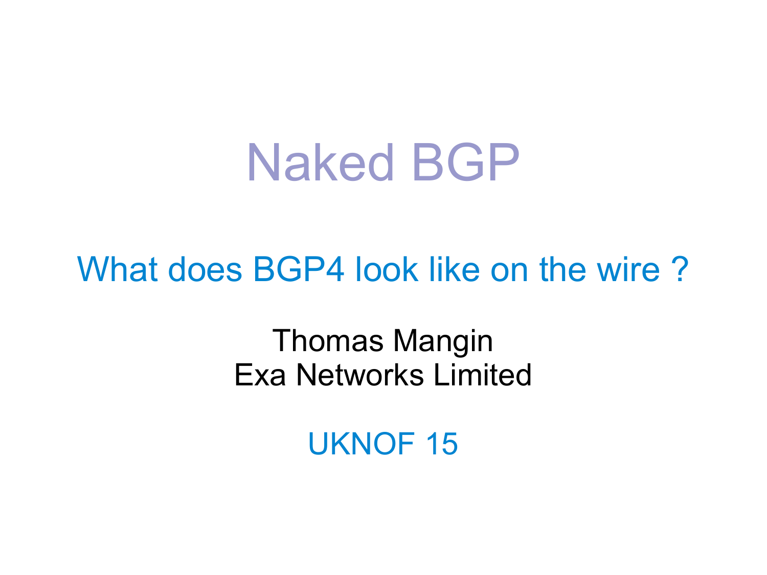# Naked BGP

## What does BGP4 look like on the wire ?

Thomas Mangin
Exa Networks Limited

UKNOF 15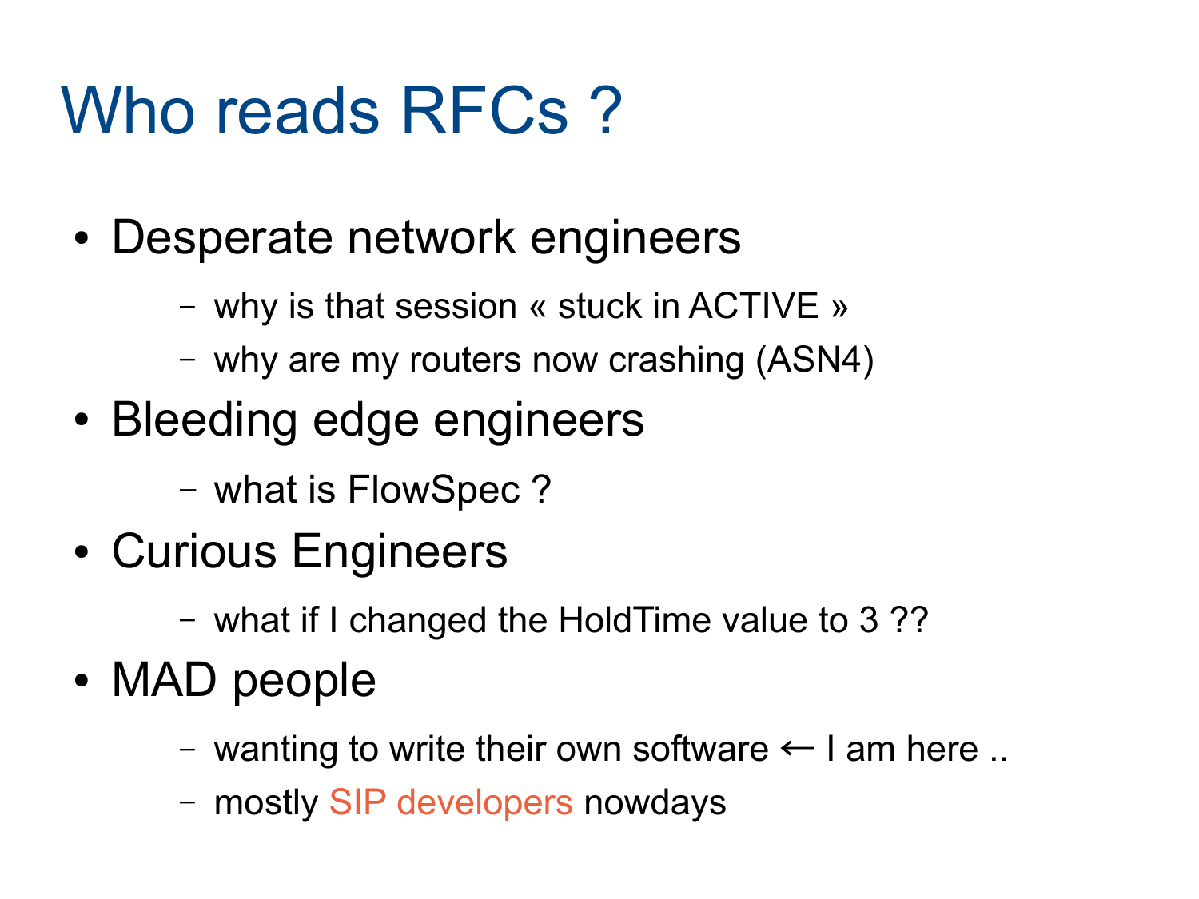# Who reads RFCs ?

- Desperate network engineers
  - why is that session « stuck in ACTIVE »
  - why are my routers now crashing (ASN4)
- Bleeding edge engineers
  - what is FlowSpec ?
- Curious Engineers
  - what if I changed the HoldTime value to 3 ??
- MAD people
  - wanting to write their own software ← I am here ..
  - mostly SIP developers nowdays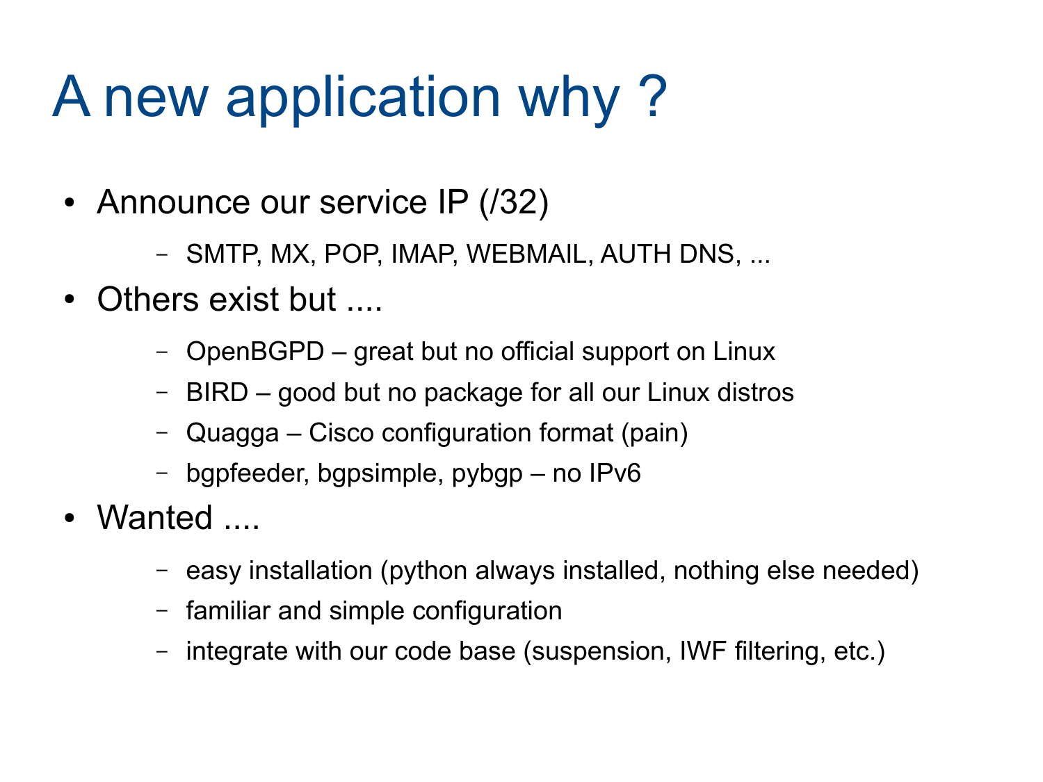# A new application why ?

- Announce our service IP (/32)
  - SMTP, MX, POP, IMAP, WEBMAIL, AUTH DNS, ...
- Others exist but ....
  - OpenBGPD – great but no official support on Linux
  - BIRD – good but no package for all our Linux distros
  - Quagga – Cisco configuration format (pain)
  - bgpfeeder, bgpsimple, pybgp – no IPv6
- Wanted ....
  - easy installation (python always installed, nothing else needed)
  - familiar and simple configuration
  - integrate with our code base (suspension, IWF filtering, etc.)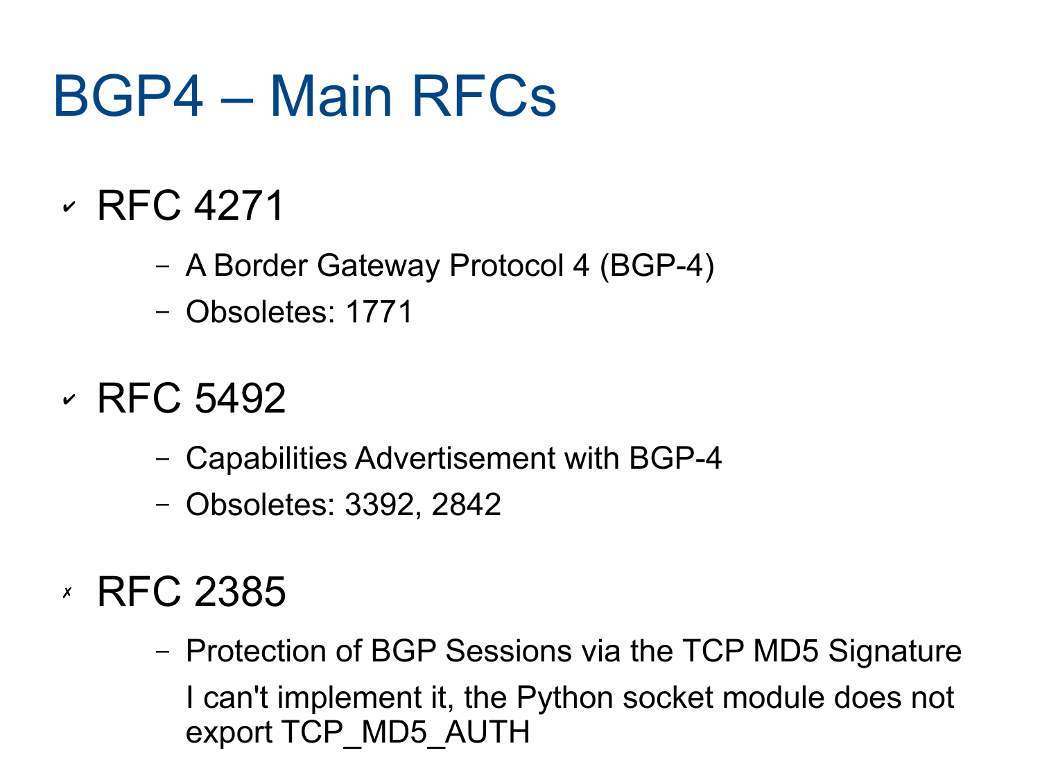# BGP4 – Main RFCs

- ✔ RFC 4271
  - A Border Gateway Protocol 4 (BGP-4)
  - Obsoletes: 1771
- ✔ RFC 5492
  - Capabilities Advertisement with BGP-4
  - Obsoletes: 3392, 2842
- ✗ RFC 2385
  - Protection of BGP Sessions via the TCP MD5 Signature

    I can't implement it, the Python socket module does not export TCP_MD5_AUTH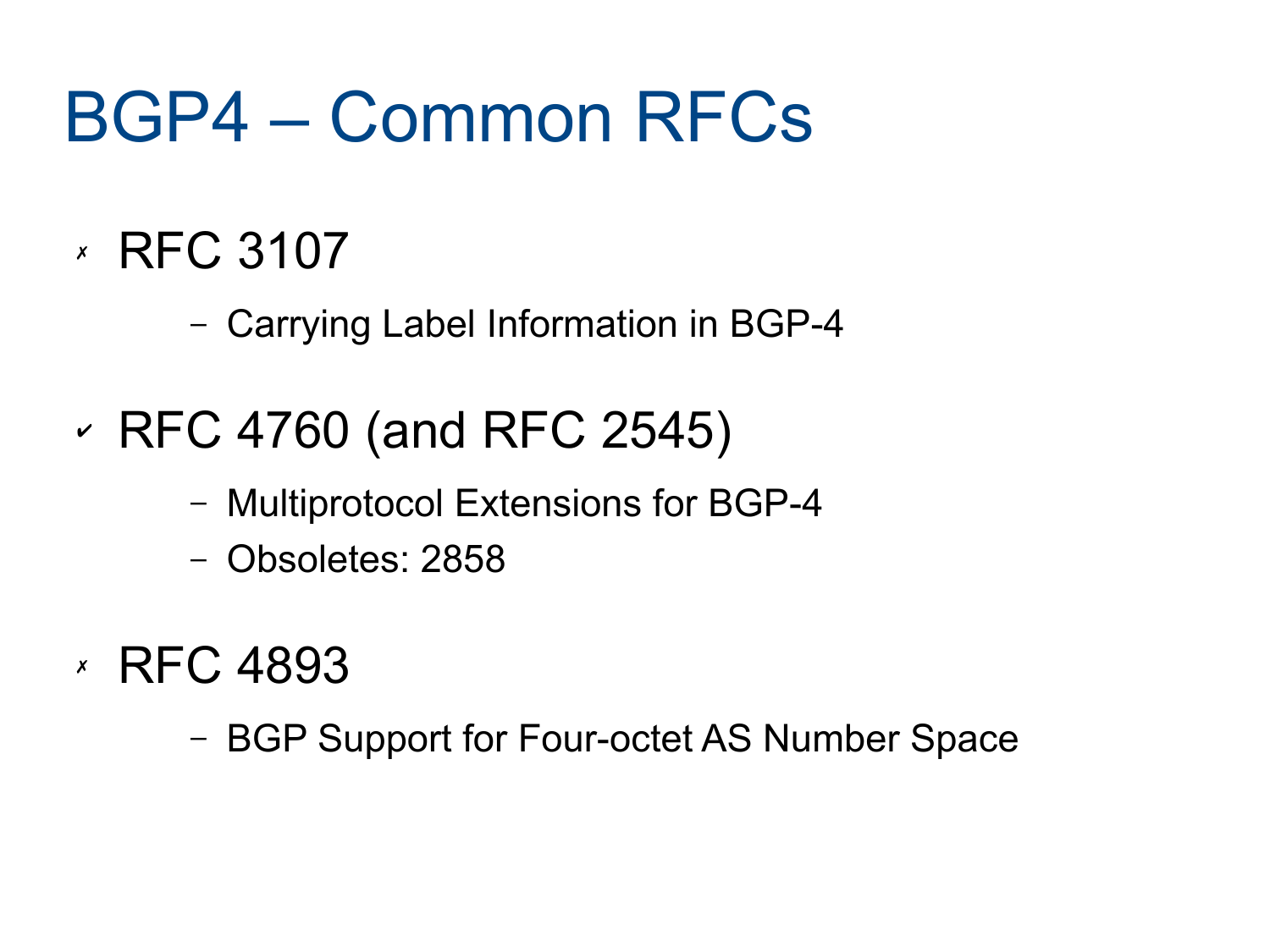# BGP4 – Common RFCs

- ✗ RFC 3107
  - Carrying Label Information in BGP-4
- ✓ RFC 4760 (and RFC 2545)
  - Multiprotocol Extensions for BGP-4
  - Obsoletes: 2858
- ✗ RFC 4893
  - BGP Support for Four-octet AS Number Space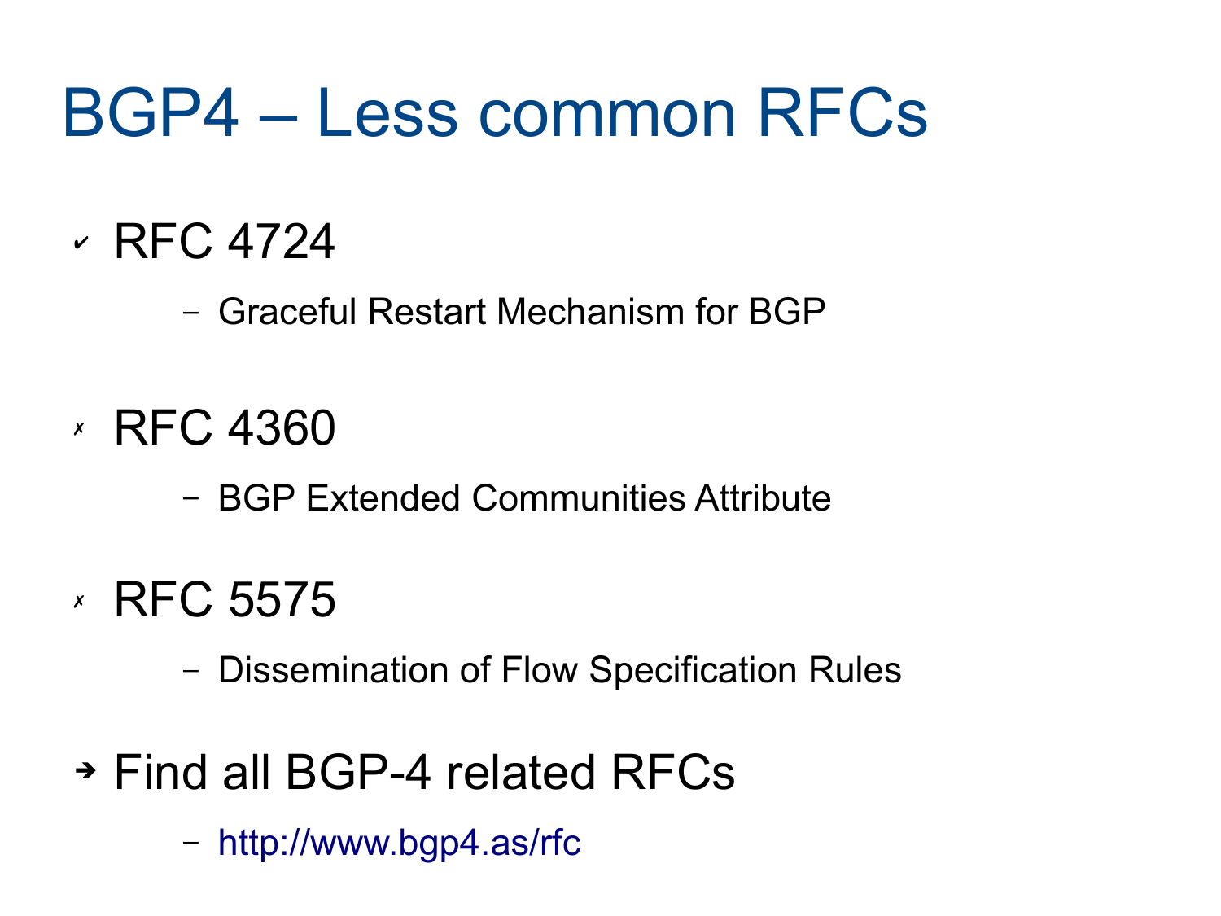# BGP4 – Less common RFCs

- ✔ RFC 4724
  - Graceful Restart Mechanism for BGP
- ✗ RFC 4360
  - BGP Extended Communities Attribute
- ✗ RFC 5575
  - Dissemination of Flow Specification Rules
- ➔ Find all BGP-4 related RFCs
  - http://www.bgp4.as/rfc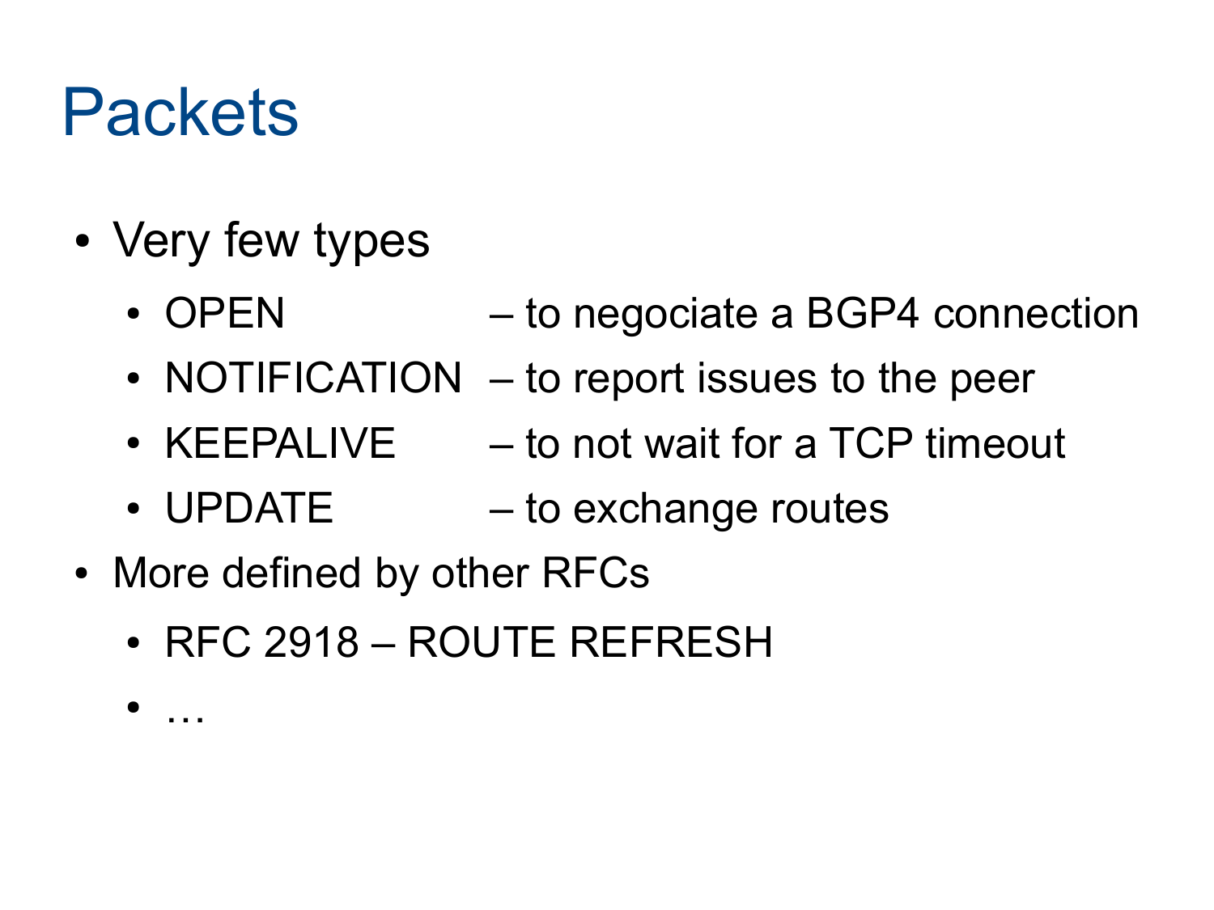# Packets

- Very few types
  - OPEN – to negociate a BGP4 connection
  - NOTIFICATION – to report issues to the peer
  - KEEPALIVE – to not wait for a TCP timeout
  - UPDATE – to exchange routes
- More defined by other RFCs
  - RFC 2918 – ROUTE REFRESH
  - …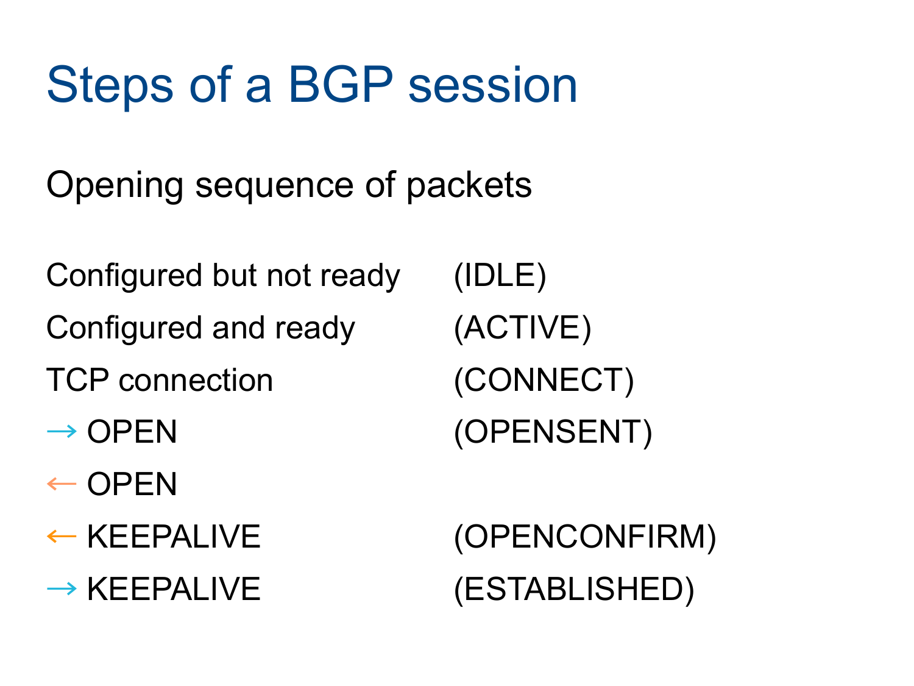# Steps of a BGP session

Opening sequence of packets

| | |
|---|---|
| Configured but not ready | (IDLE) |
| Configured and ready | (ACTIVE) |
| TCP connection | (CONNECT) |
| → OPEN | (OPENSENT) |
| ← OPEN | |
| ← KEEPALIVE | (OPENCONFIRM) |
| → KEEPALIVE | (ESTABLISHED) |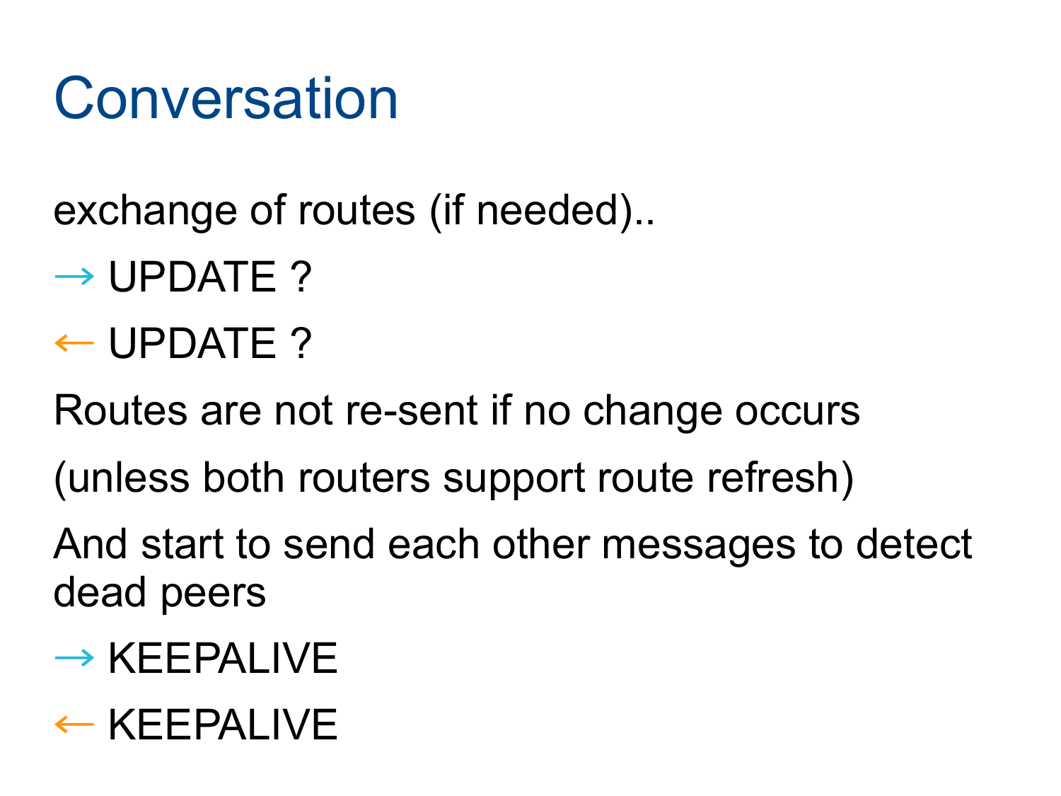# Conversation

exchange of routes (if needed)..

→ UPDATE ?

← UPDATE ?

Routes are not re-sent if no change occurs

(unless both routers support route refresh)

And start to send each other messages to detect dead peers

→ KEEPALIVE

← KEEPALIVE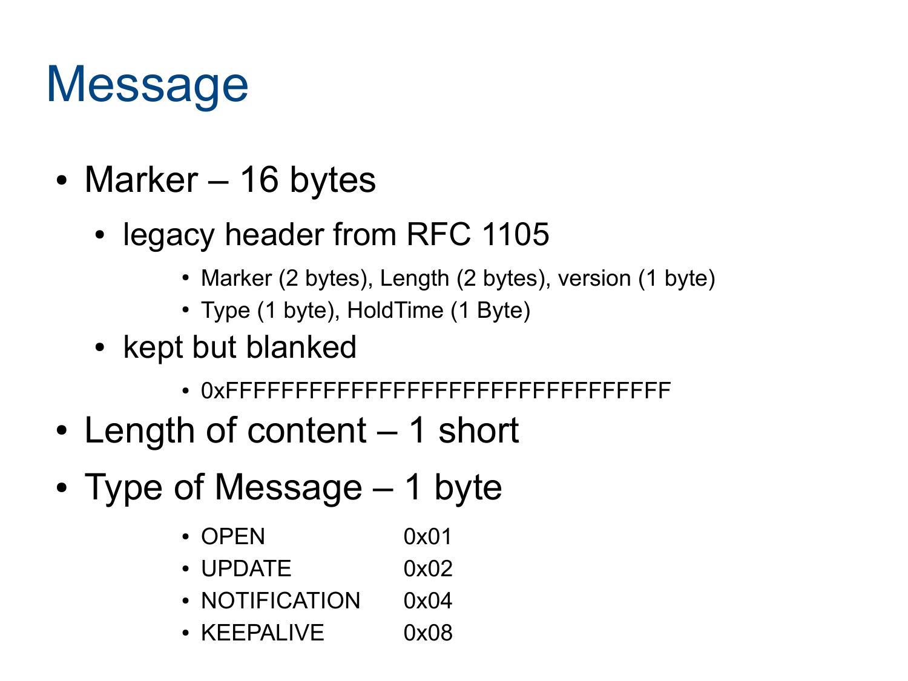# Message

- Marker – 16 bytes
  - legacy header from RFC 1105
    - Marker (2 bytes), Length (2 bytes), version (1 byte)
    - Type (1 byte), HoldTime (1 Byte)
  - kept but blanked
    - 0xFFFFFFFFFFFFFFFFFFFFFFFFFFFFFFFF
- Length of content – 1 short
- Type of Message – 1 byte
  - OPEN 0x01
  - UPDATE 0x02
  - NOTIFICATION 0x04
  - KEEPALIVE 0x08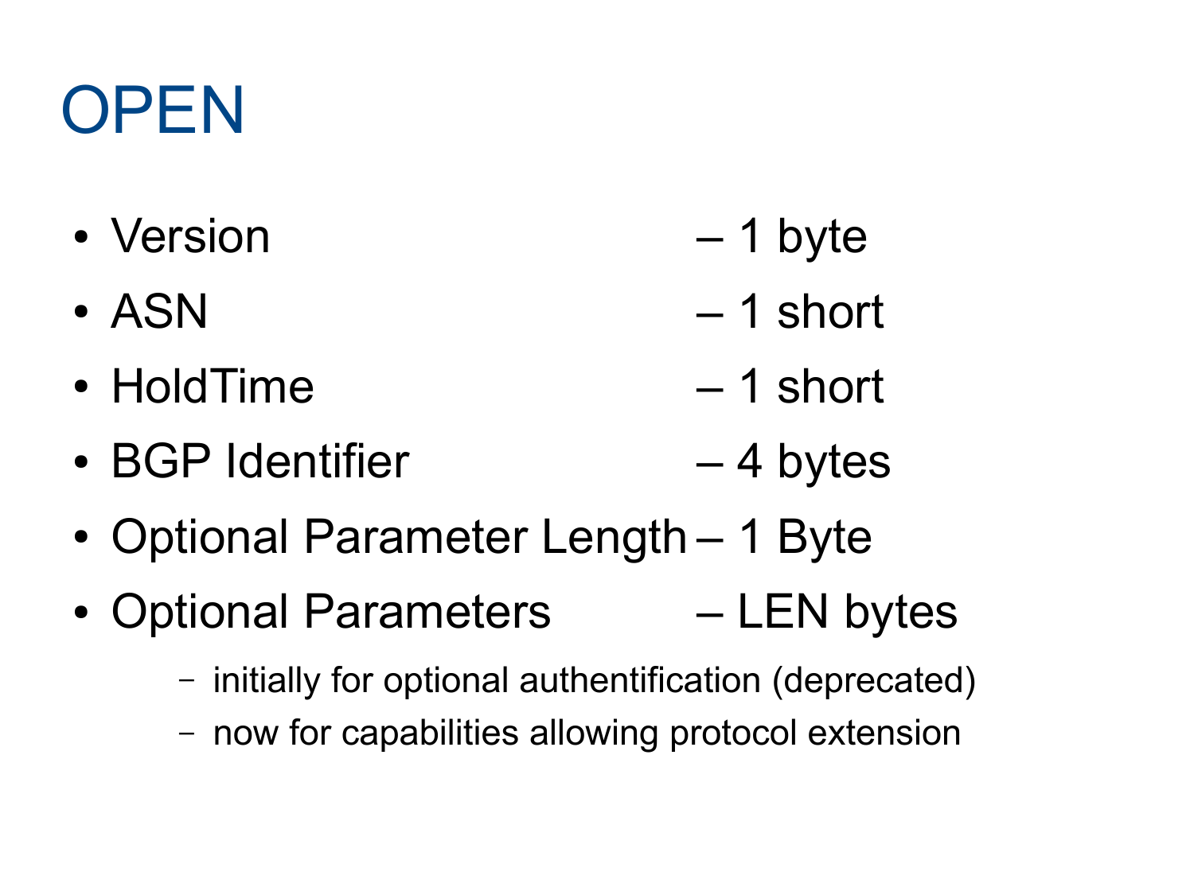# OPEN

- Version – 1 byte
- ASN – 1 short
- HoldTime – 1 short
- BGP Identifier – 4 bytes
- Optional Parameter Length – 1 Byte
- Optional Parameters – LEN bytes
  - initially for optional authentification (deprecated)
  - now for capabilities allowing protocol extension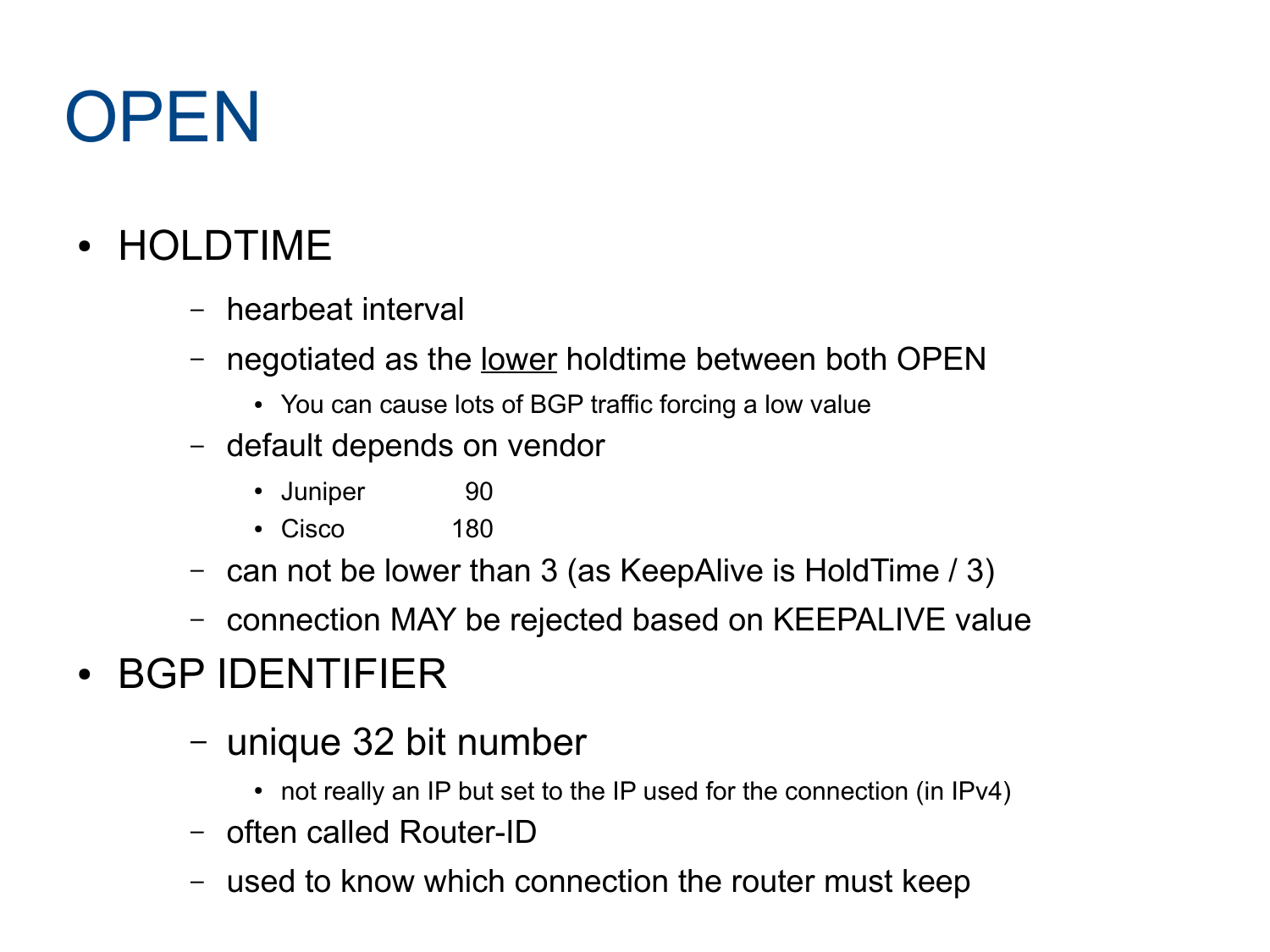# OPEN

- HOLDTIME
  - hearbeat interval
  - negotiated as the <u>lower</u> holdtime between both OPEN
    - You can cause lots of BGP traffic forcing a low value
  - default depends on vendor
    - Juniper 90
    - Cisco 180
  - can not be lower than 3 (as KeepAlive is HoldTime / 3)
  - connection MAY be rejected based on KEEPALIVE value
- BGP IDENTIFIER
  - unique 32 bit number
    - not really an IP but set to the IP used for the connection (in IPv4)
  - often called Router-ID
  - used to know which connection the router must keep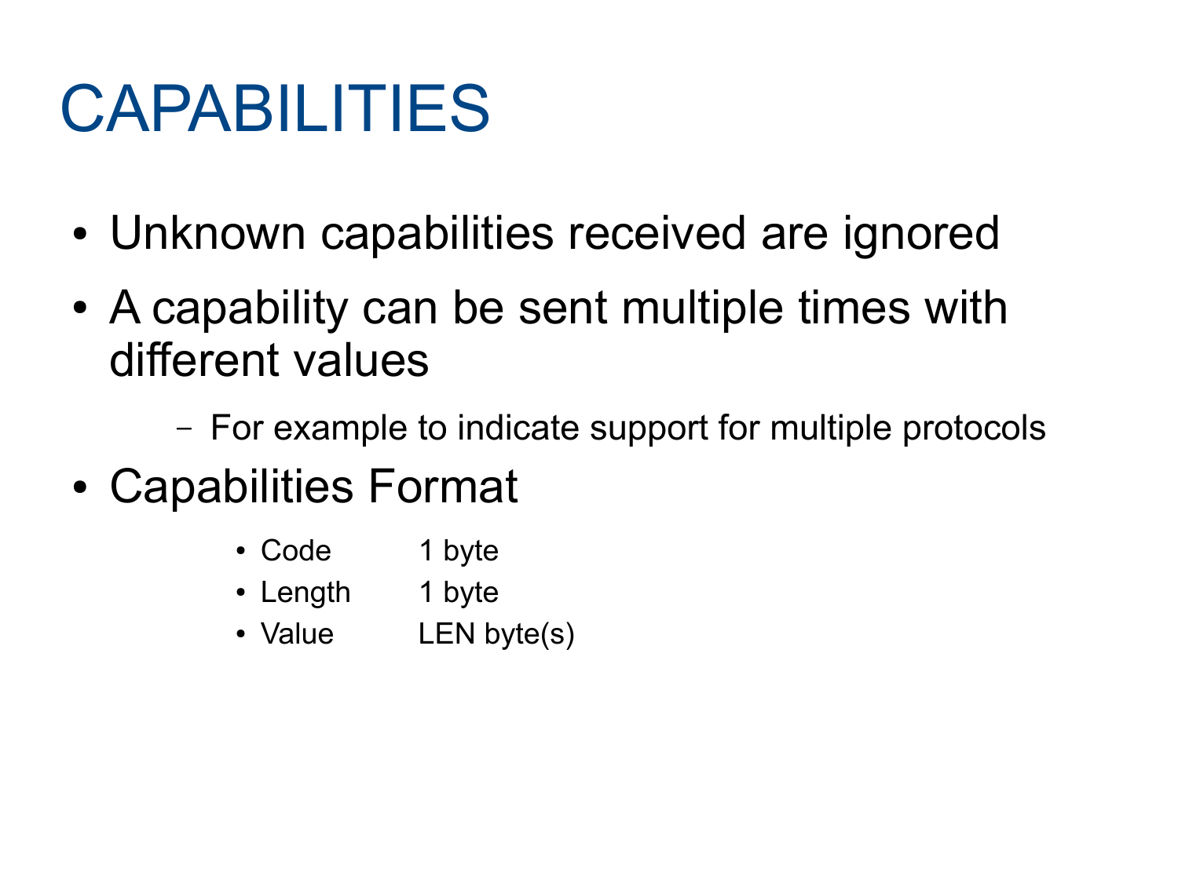# CAPABILITIES

- Unknown capabilities received are ignored
- A capability can be sent multiple times with different values
  - For example to indicate support for multiple protocols
- Capabilities Format
  - Code 1 byte
  - Length 1 byte
  - Value LEN byte(s)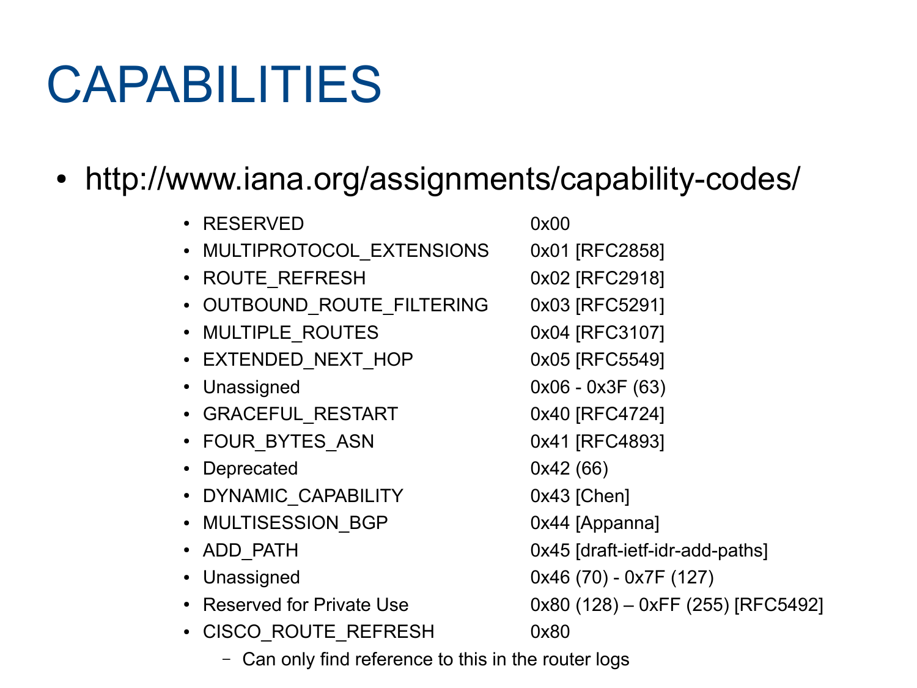# CAPABILITIES

- http://www.iana.org/assignments/capability-codes/
  - RESERVED 0x00
  - MULTIPROTOCOL_EXTENSIONS 0x01 [RFC2858]
  - ROUTE_REFRESH 0x02 [RFC2918]
  - OUTBOUND_ROUTE_FILTERING 0x03 [RFC5291]
  - MULTIPLE_ROUTES 0x04 [RFC3107]
  - EXTENDED_NEXT_HOP 0x05 [RFC5549]
  - Unassigned 0x06 - 0x3F (63)
  - GRACEFUL_RESTART 0x40 [RFC4724]
  - FOUR_BYTES_ASN 0x41 [RFC4893]
  - Deprecated 0x42 (66)
  - DYNAMIC_CAPABILITY 0x43 [Chen]
  - MULTISESSION_BGP 0x44 [Appanna]
  - ADD_PATH 0x45 [draft-ietf-idr-add-paths]
  - Unassigned 0x46 (70) - 0x7F (127)
  - Reserved for Private Use 0x80 (128) – 0xFF (255) [RFC5492]
  - CISCO_ROUTE_REFRESH 0x80
    - Can only find reference to this in the router logs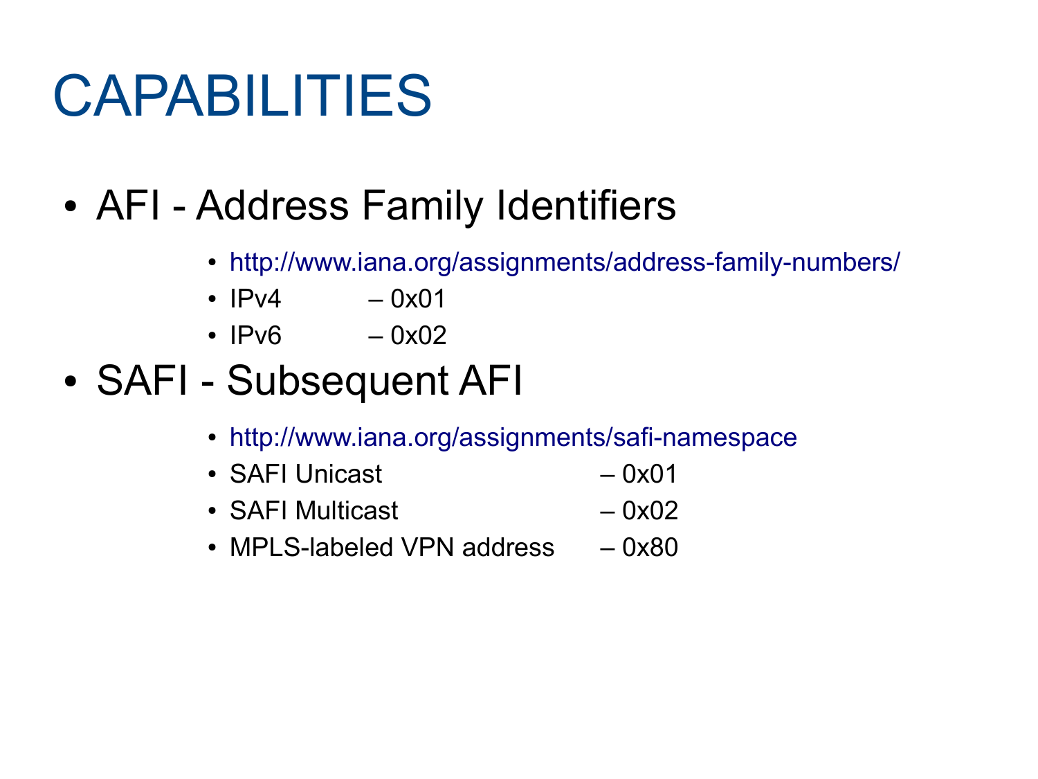# CAPABILITIES

- AFI - Address Family Identifiers
  - http://www.iana.org/assignments/address-family-numbers/
  - IPv4 – 0x01
  - IPv6 – 0x02
- SAFI - Subsequent AFI
  - http://www.iana.org/assignments/safi-namespace
  - SAFI Unicast – 0x01
  - SAFI Multicast – 0x02
  - MPLS-labeled VPN address – 0x80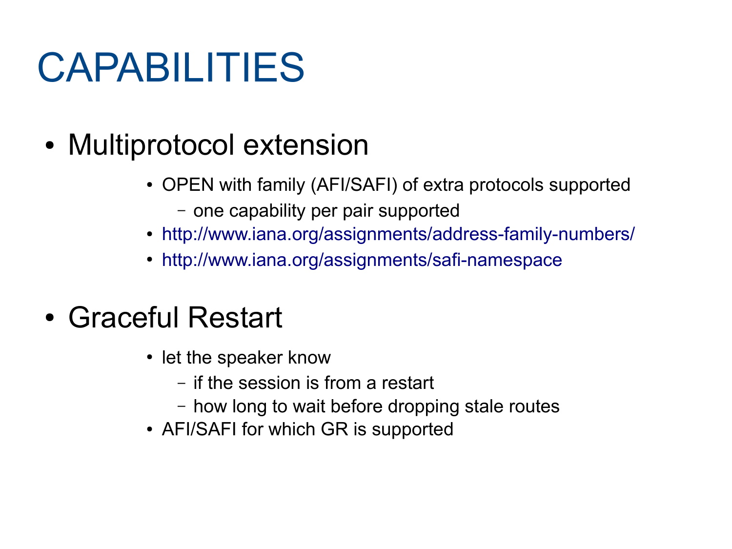# CAPABILITIES

- Multiprotocol extension
  - OPEN with family (AFI/SAFI) of extra protocols supported
    - one capability per pair supported
  - http://www.iana.org/assignments/address-family-numbers/
  - http://www.iana.org/assignments/safi-namespace
- Graceful Restart
  - let the speaker know
    - if the session is from a restart
    - how long to wait before dropping stale routes
  - AFI/SAFI for which GR is supported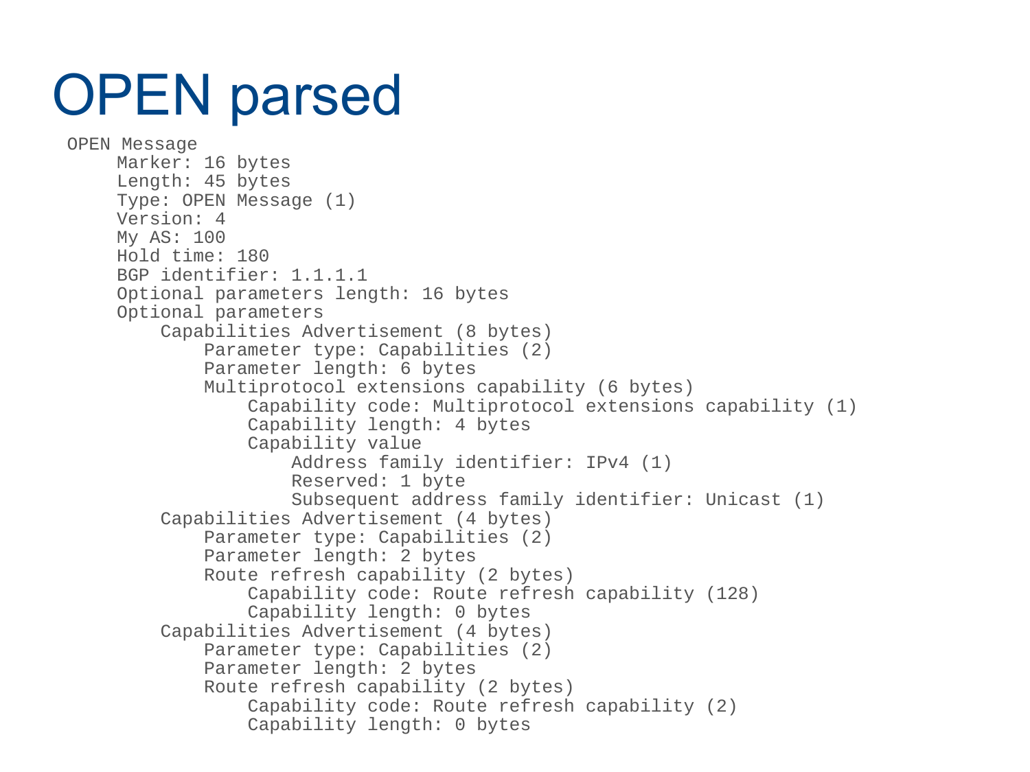# OPEN parsed

```
OPEN Message
    Marker: 16 bytes
    Length: 45 bytes
    Type: OPEN Message (1)
    Version: 4
    My AS: 100
    Hold time: 180
    BGP identifier: 1.1.1.1
    Optional parameters length: 16 bytes
    Optional parameters
        Capabilities Advertisement (8 bytes)
            Parameter type: Capabilities (2)
            Parameter length: 6 bytes
            Multiprotocol extensions capability (6 bytes)
                Capability code: Multiprotocol extensions capability (1)
                Capability length: 4 bytes
                Capability value
                    Address family identifier: IPv4 (1)
                    Reserved: 1 byte
                    Subsequent address family identifier: Unicast (1)
        Capabilities Advertisement (4 bytes)
            Parameter type: Capabilities (2)
            Parameter length: 2 bytes
            Route refresh capability (2 bytes)
                Capability code: Route refresh capability (128)
                Capability length: 0 bytes
        Capabilities Advertisement (4 bytes)
            Parameter type: Capabilities (2)
            Parameter length: 2 bytes
            Route refresh capability (2 bytes)
                Capability code: Route refresh capability (2)
                Capability length: 0 bytes
```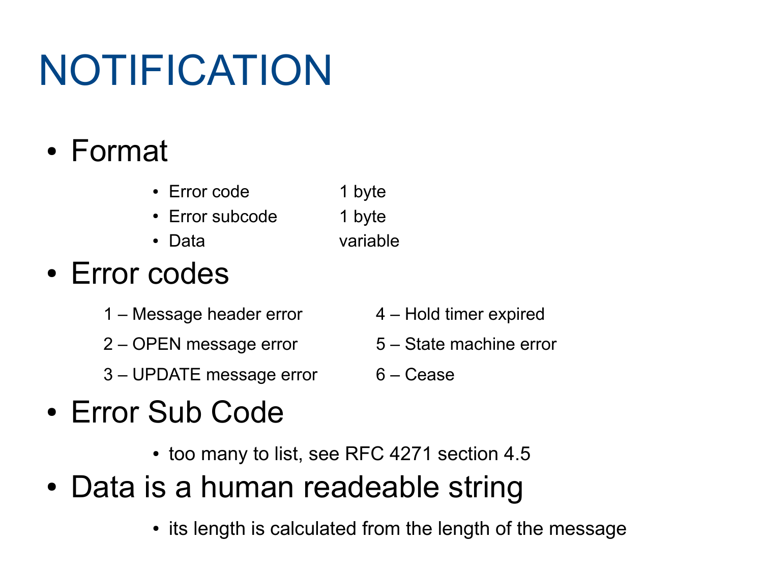# NOTIFICATION

- Format
  - Error code 1 byte
  - Error subcode 1 byte
  - Data variable
- Error codes

  1 – Message header error
  2 – OPEN message error
  3 – UPDATE message error
  4 – Hold timer expired
  5 – State machine error
  6 – Cease

- Error Sub Code
  - too many to list, see RFC 4271 section 4.5
- Data is a human readeable string
  - its length is calculated from the length of the message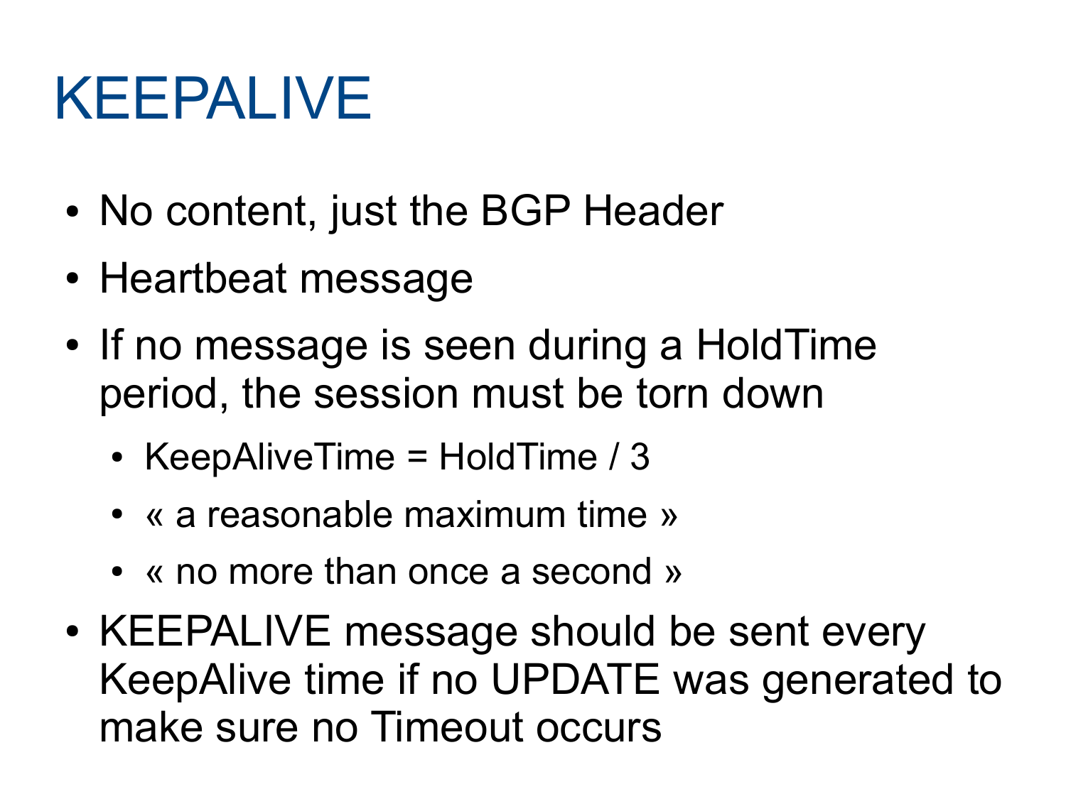# KEEPALIVE

- No content, just the BGP Header
- Heartbeat message
- If no message is seen during a HoldTime period, the session must be torn down
  - KeepAliveTime = HoldTime / 3
  - « a reasonable maximum time »
  - « no more than once a second »
- KEEPALIVE message should be sent every KeepAlive time if no UPDATE was generated to make sure no Timeout occurs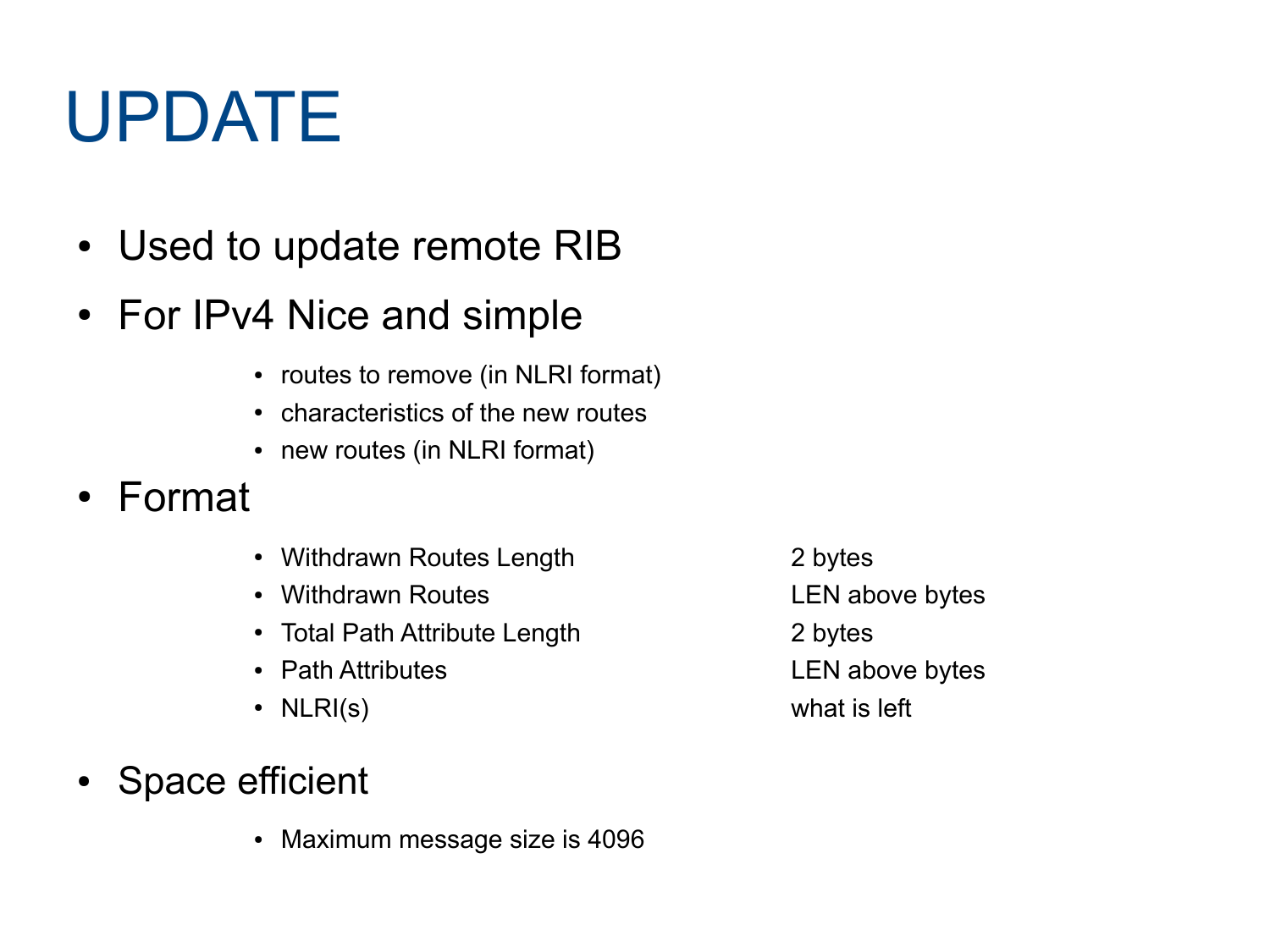# UPDATE

- Used to update remote RIB
- For IPv4 Nice and simple
  - routes to remove (in NLRI format)
  - characteristics of the new routes
  - new routes (in NLRI format)
- Format
  - Withdrawn Routes Length — 2 bytes
  - Withdrawn Routes — LEN above bytes
  - Total Path Attribute Length — 2 bytes
  - Path Attributes — LEN above bytes
  - NLRI(s) — what is left
- Space efficient
  - Maximum message size is 4096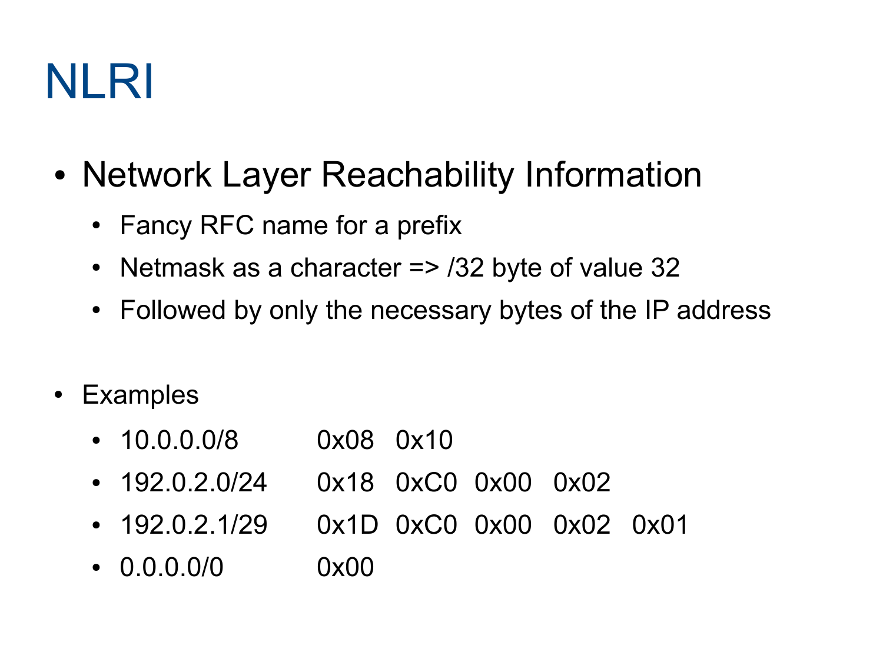# NLRI

- Network Layer Reachability Information
  - Fancy RFC name for a prefix
  - Netmask as a character => /32 byte of value 32
  - Followed by only the necessary bytes of the IP address

- Examples
  - 10.0.0.0/8 0x08 0x10
  - 192.0.2.0/24 0x18 0xC0 0x00 0x02
  - 192.0.2.1/29 0x1D 0xC0 0x00 0x02 0x01
  - 0.0.0.0/0 0x00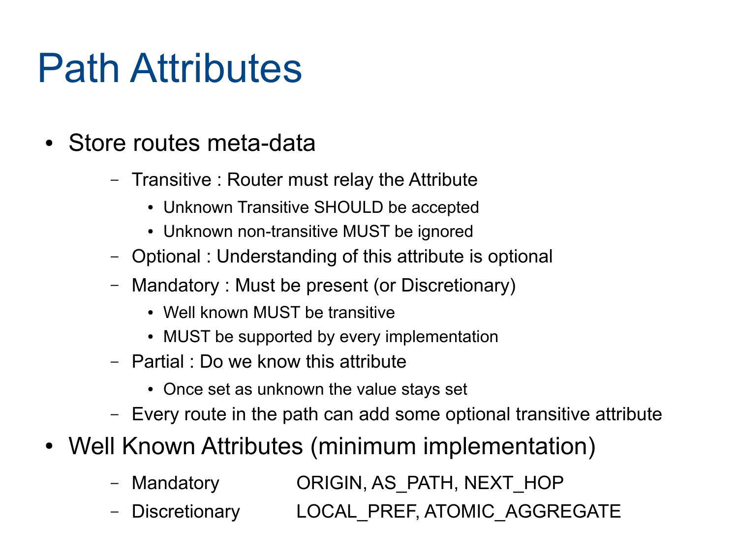# Path Attributes

- Store routes meta-data
  - Transitive : Router must relay the Attribute
    - Unknown Transitive SHOULD be accepted
    - Unknown non-transitive MUST be ignored
  - Optional : Understanding of this attribute is optional
  - Mandatory : Must be present (or Discretionary)
    - Well known MUST be transitive
    - MUST be supported by every implementation
  - Partial : Do we know this attribute
    - Once set as unknown the value stays set
  - Every route in the path can add some optional transitive attribute
- Well Known Attributes (minimum implementation)
  - Mandatory ORIGIN, AS_PATH, NEXT_HOP
  - Discretionary LOCAL_PREF, ATOMIC_AGGREGATE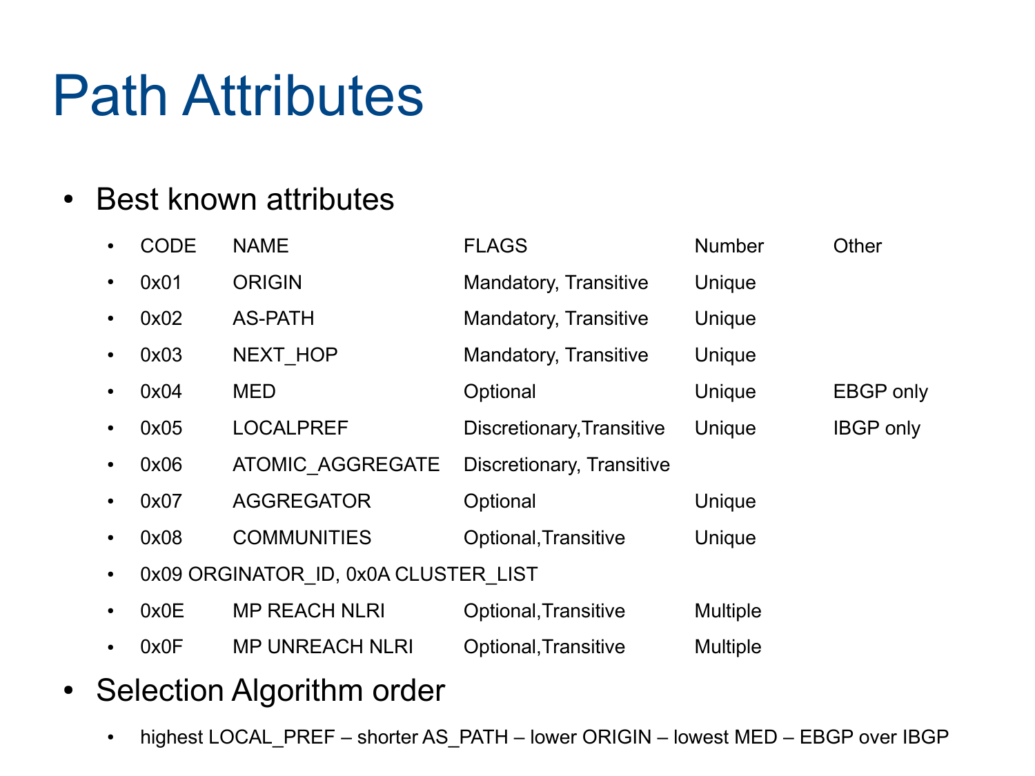# Path Attributes

- Best known attributes
  - CODE NAME FLAGS Number Other
  - 0x01 ORIGIN Mandatory, Transitive Unique
  - 0x02 AS-PATH Mandatory, Transitive Unique
  - 0x03 NEXT_HOP Mandatory, Transitive Unique
  - 0x04 MED Optional Unique EBGP only
  - 0x05 LOCALPREF Discretionary,Transitive Unique IBGP only
  - 0x06 ATOMIC_AGGREGATE Discretionary, Transitive
  - 0x07 AGGREGATOR Optional Unique
  - 0x08 COMMUNITIES Optional,Transitive Unique
  - 0x09 ORGINATOR_ID, 0x0A CLUSTER_LIST
  - 0x0E MP REACH NLRI Optional,Transitive Multiple
  - 0x0F MP UNREACH NLRI Optional,Transitive Multiple
- Selection Algorithm order
  - highest LOCAL_PREF – shorter AS_PATH – lower ORIGIN – lowest MED – EBGP over IBGP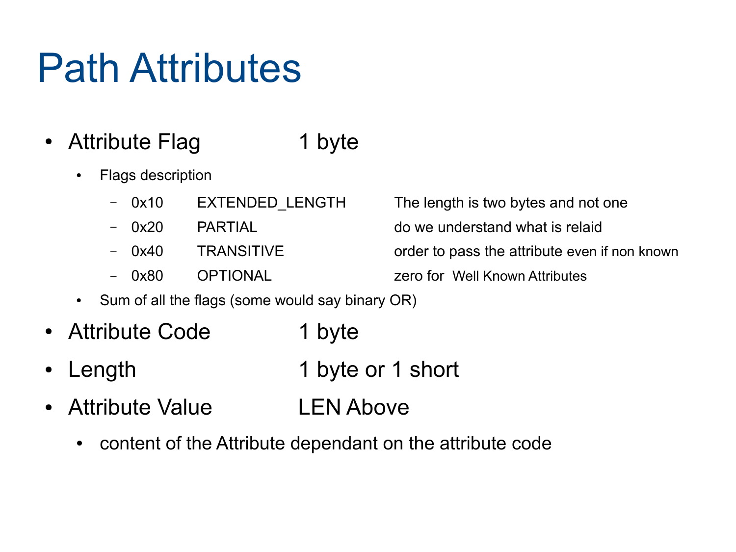# Path Attributes

- Attribute Flag 1 byte
  - Flags description
    - 0x10 EXTENDED_LENGTH The length is two bytes and not one
    - 0x20 PARTIAL do we understand what is relaid
    - 0x40 TRANSITIVE order to pass the attribute even if non known
    - 0x80 OPTIONAL zero for Well Known Attributes
  - Sum of all the flags (some would say binary OR)
- Attribute Code 1 byte
- Length 1 byte or 1 short
- Attribute Value LEN Above
  - content of the Attribute dependant on the attribute code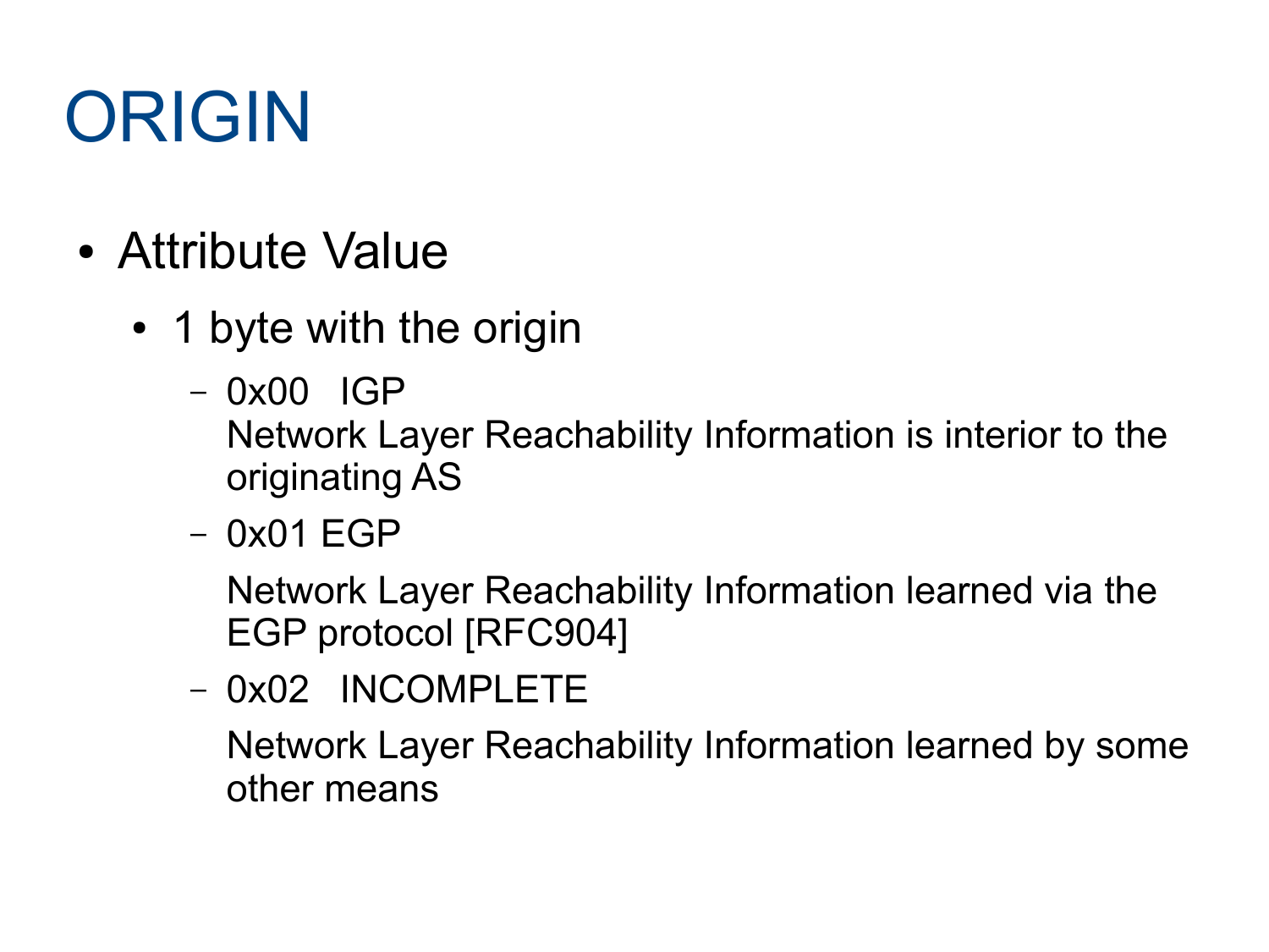# ORIGIN

- Attribute Value
  - 1 byte with the origin
    - 0x00 IGP
      Network Layer Reachability Information is interior to the originating AS
    - 0x01 EGP
      Network Layer Reachability Information learned via the EGP protocol [RFC904]
    - 0x02 INCOMPLETE
      Network Layer Reachability Information learned by some other means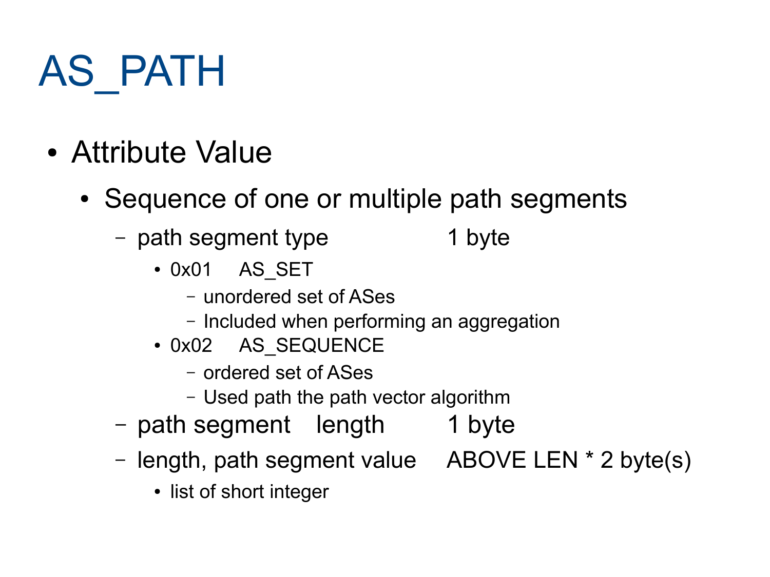# AS_PATH

- Attribute Value
  - Sequence of one or multiple path segments
    - path segment type 1 byte
      - 0x01 AS_SET
        - unordered set of ASes
        - Included when performing an aggregation
      - 0x02 AS_SEQUENCE
        - ordered set of ASes
        - Used path the path vector algorithm
    - path segment length 1 byte
    - length, path segment value ABOVE LEN * 2 byte(s)
      - list of short integer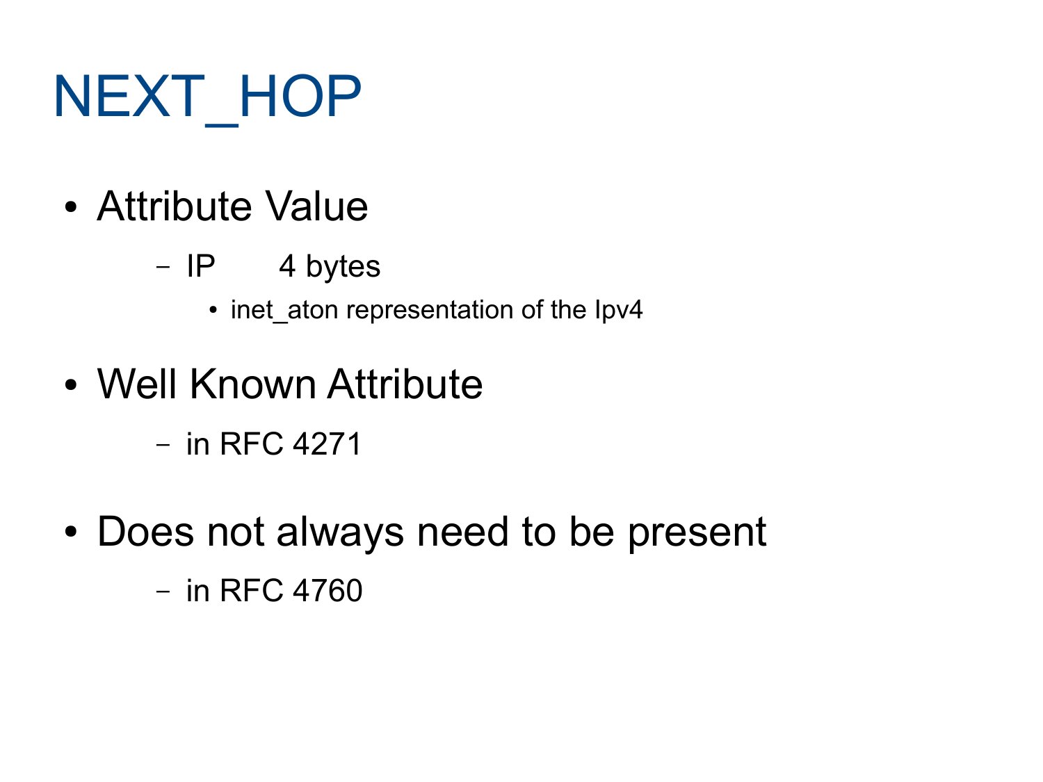# NEXT_HOP

- Attribute Value
  - IP    4 bytes
    - inet_aton representation of the Ipv4
- Well Known Attribute
  - in RFC 4271
- Does not always need to be present
  - in RFC 4760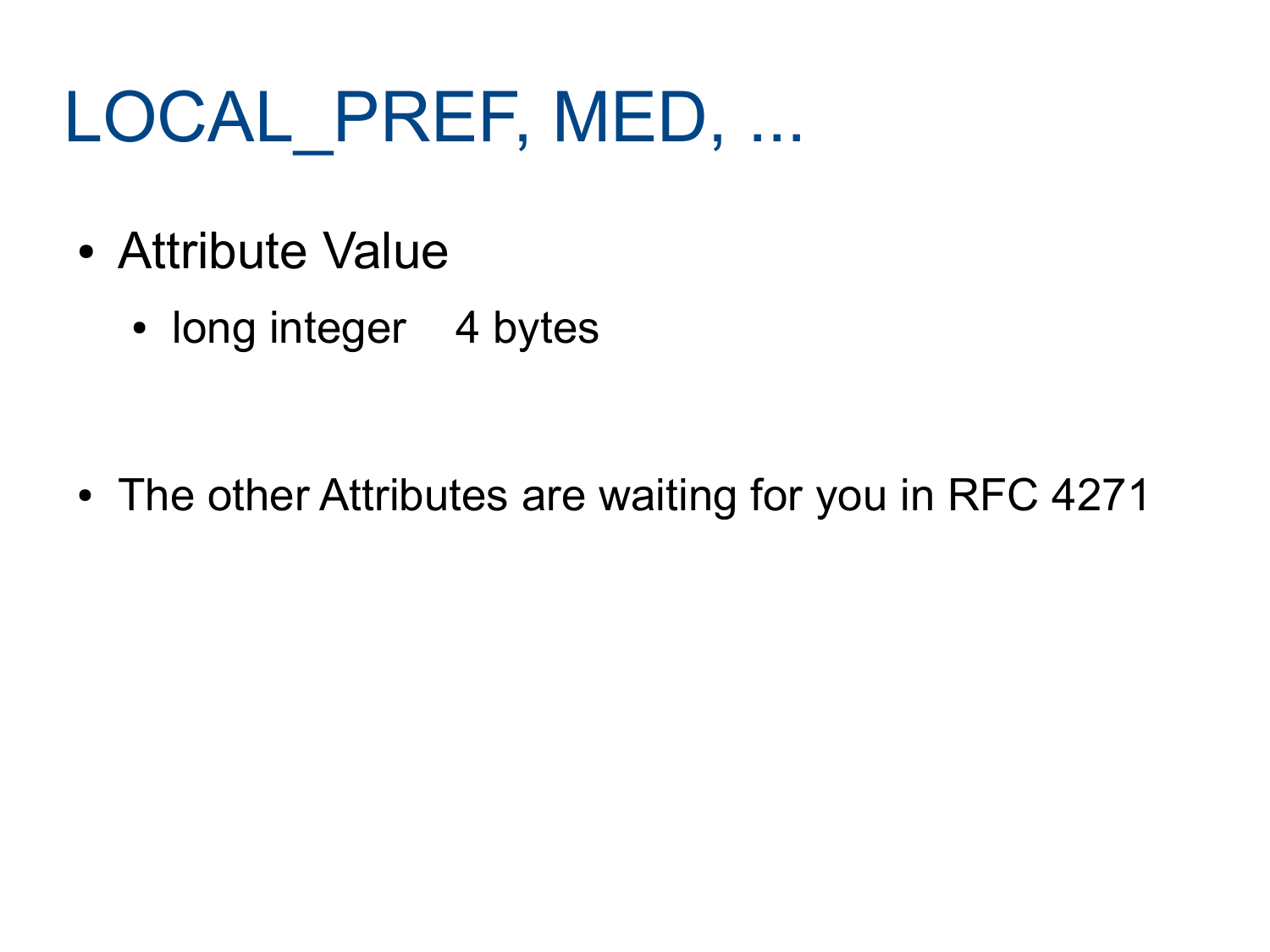# LOCAL_PREF, MED, ...

- Attribute Value
  - long integer    4 bytes

- The other Attributes are waiting for you in RFC 4271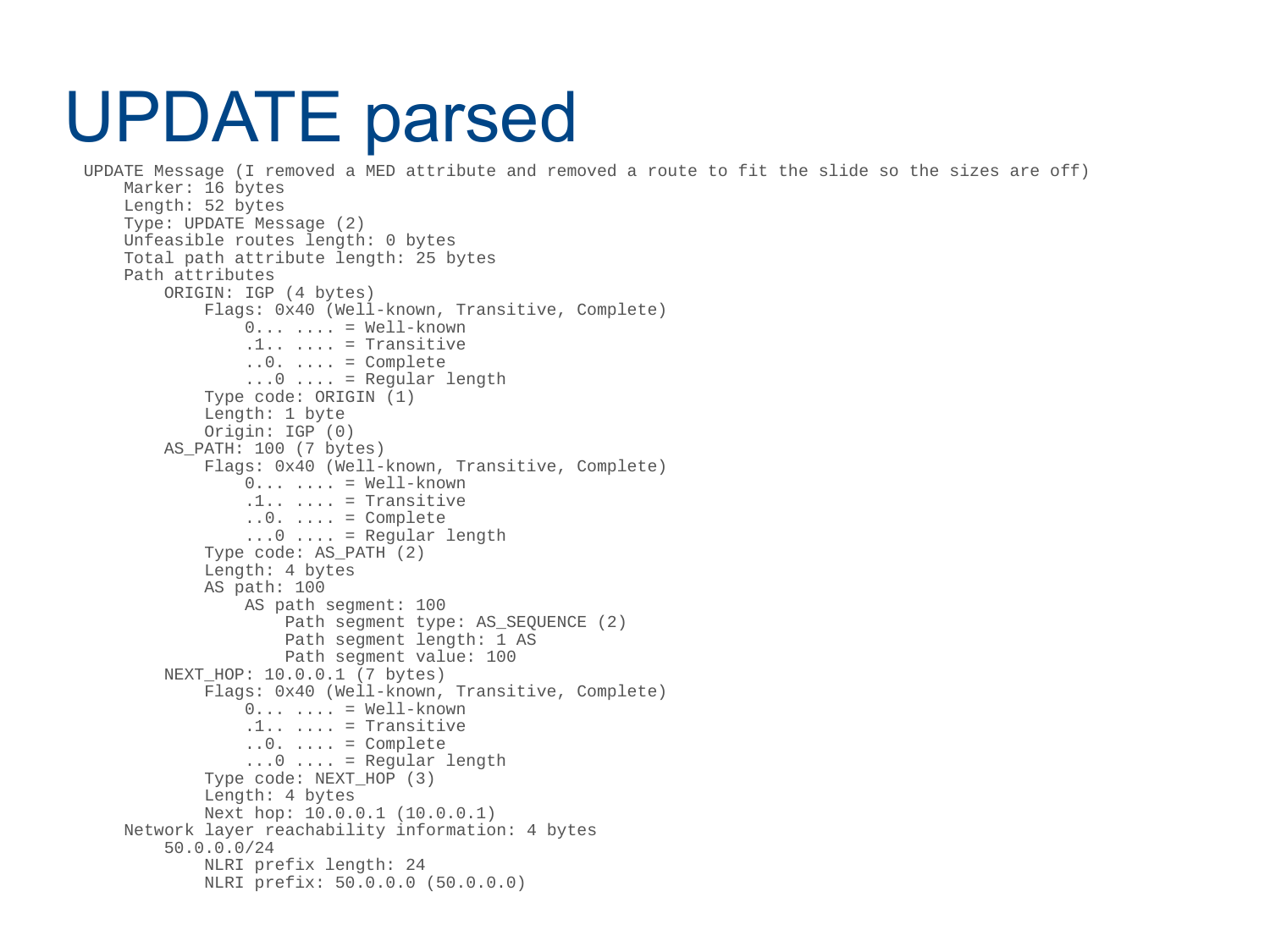# UPDATE parsed

```
UPDATE Message (I removed a MED attribute and removed a route to fit the slide so the sizes are off)
    Marker: 16 bytes
    Length: 52 bytes
    Type: UPDATE Message (2)
    Unfeasible routes length: 0 bytes
    Total path attribute length: 25 bytes
    Path attributes
        ORIGIN: IGP (4 bytes)
            Flags: 0x40 (Well-known, Transitive, Complete)
                0... .... = Well-known
                .1.. .... = Transitive
                ..0. .... = Complete
                ...0 .... = Regular length
            Type code: ORIGIN (1)
            Length: 1 byte
            Origin: IGP (0)
        AS_PATH: 100 (7 bytes)
            Flags: 0x40 (Well-known, Transitive, Complete)
                0... .... = Well-known
                .1.. .... = Transitive
                ..0. .... = Complete
                ...0 .... = Regular length
            Type code: AS_PATH (2)
            Length: 4 bytes
            AS path: 100
                AS path segment: 100
                    Path segment type: AS_SEQUENCE (2)
                    Path segment length: 1 AS
                    Path segment value: 100
        NEXT_HOP: 10.0.0.1 (7 bytes)
            Flags: 0x40 (Well-known, Transitive, Complete)
                0... .... = Well-known
                .1.. .... = Transitive
                ..0. .... = Complete
                ...0 .... = Regular length
            Type code: NEXT_HOP (3)
            Length: 4 bytes
            Next hop: 10.0.0.1 (10.0.0.1)
    Network layer reachability information: 4 bytes
        50.0.0.0/24
            NLRI prefix length: 24
            NLRI prefix: 50.0.0.0 (50.0.0.0)
```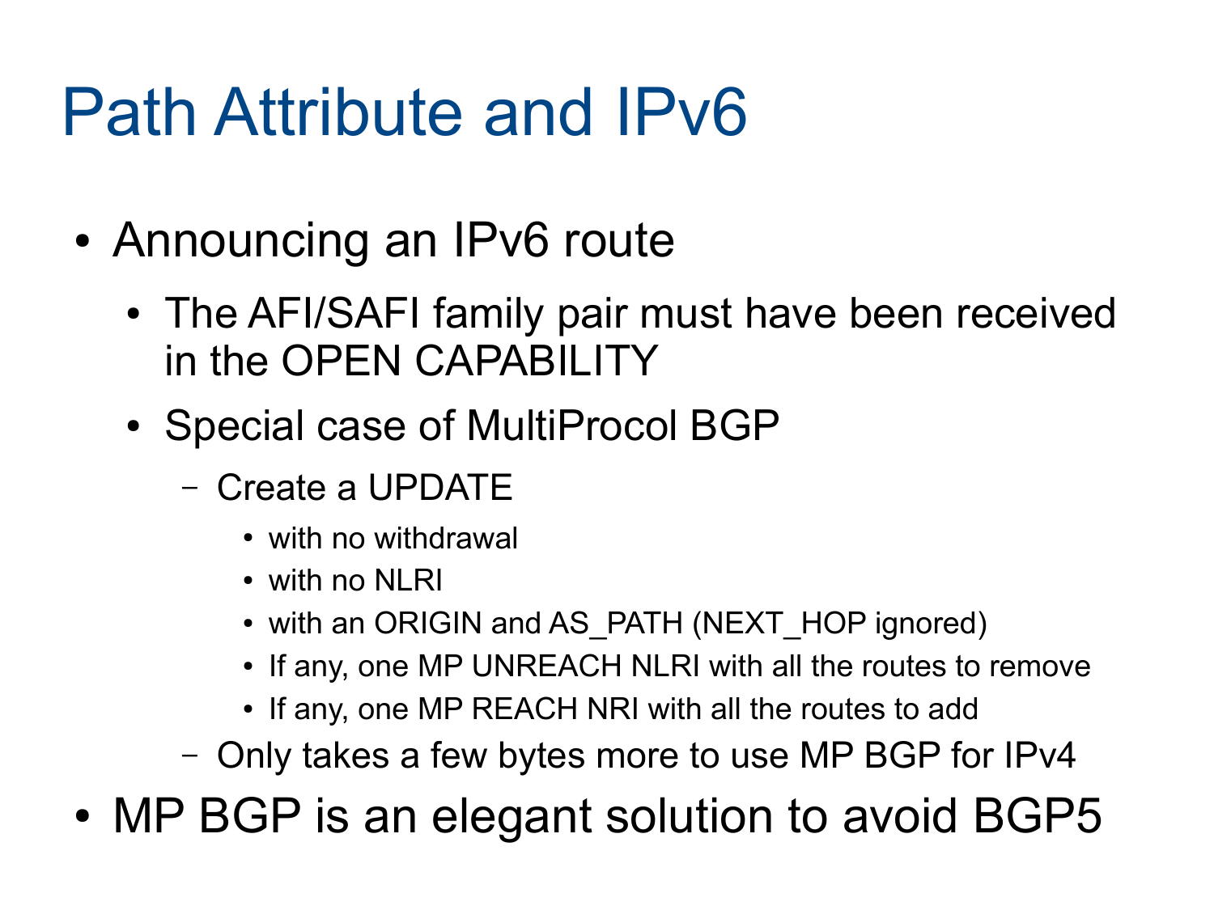# Path Attribute and IPv6

- Announcing an IPv6 route
  - The AFI/SAFI family pair must have been received in the OPEN CAPABILITY
  - Special case of MultiProcol BGP
    - Create a UPDATE
      - with no withdrawal
      - with no NLRI
      - with an ORIGIN and AS_PATH (NEXT_HOP ignored)
      - If any, one MP UNREACH NLRI with all the routes to remove
      - If any, one MP REACH NRI with all the routes to add
    - Only takes a few bytes more to use MP BGP for IPv4
- MP BGP is an elegant solution to avoid BGP5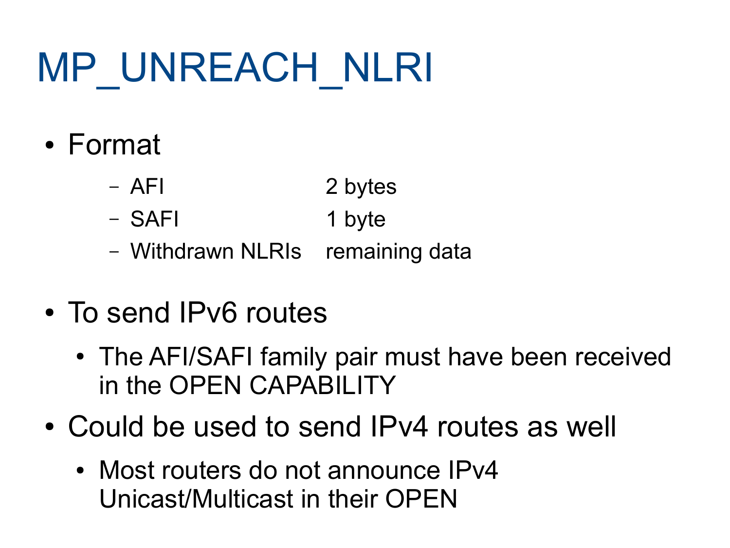# MP_UNREACH_NLRI

- Format
  - AFI 2 bytes
  - SAFI 1 byte
  - Withdrawn NLRIs remaining data

- To send IPv6 routes
  - The AFI/SAFI family pair must have been received in the OPEN CAPABILITY
- Could be used to send IPv4 routes as well
  - Most routers do not announce IPv4 Unicast/Multicast in their OPEN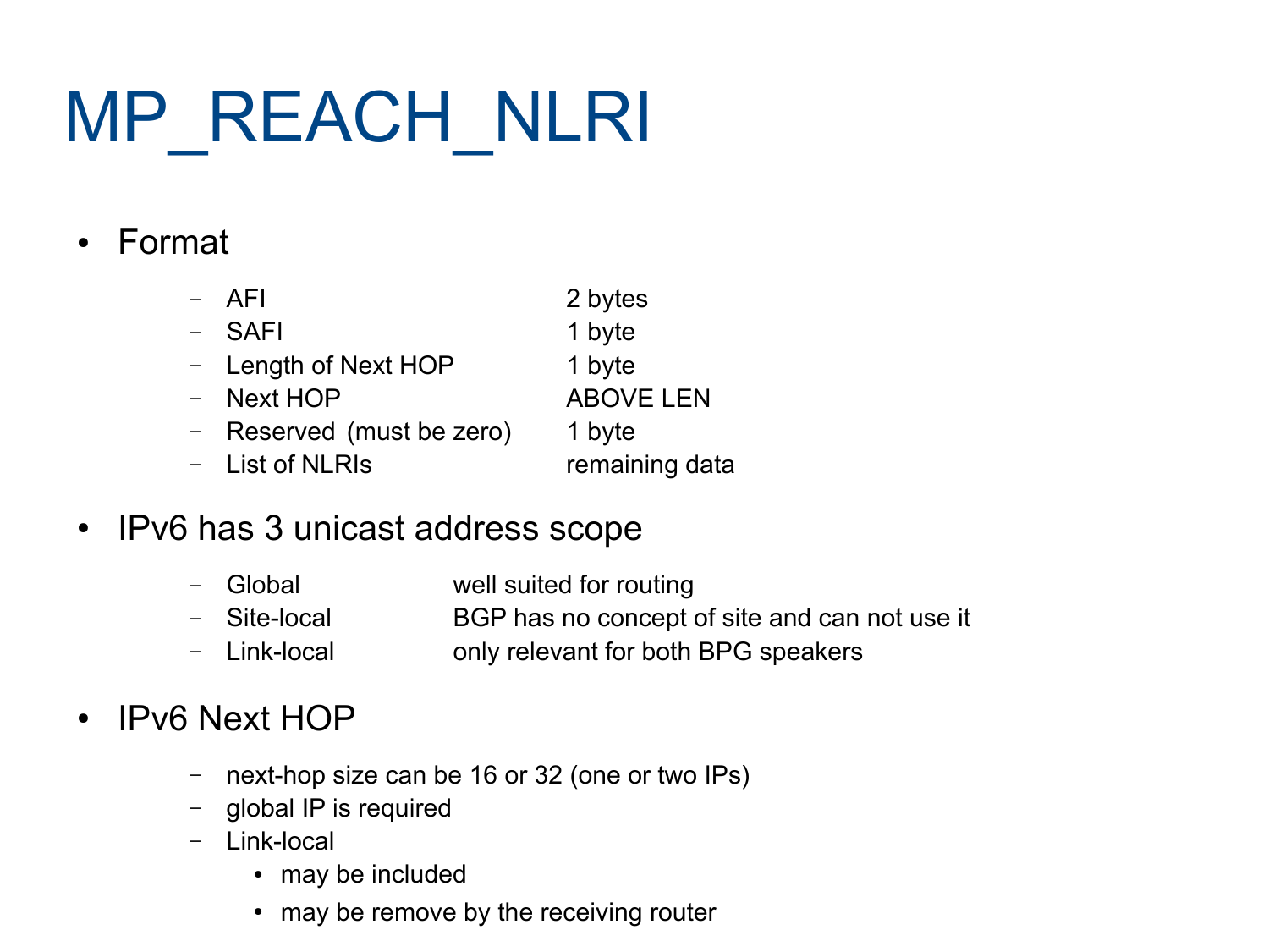# MP_REACH_NLRI

- Format
  - AFI 2 bytes
  - SAFI 1 byte
  - Length of Next HOP 1 byte
  - Next HOP ABOVE LEN
  - Reserved (must be zero) 1 byte
  - List of NLRIs remaining data
- IPv6 has 3 unicast address scope
  - Global well suited for routing
  - Site-local BGP has no concept of site and can not use it
  - Link-local only relevant for both BPG speakers
- IPv6 Next HOP
  - next-hop size can be 16 or 32 (one or two IPs)
  - global IP is required
  - Link-local
    - may be included
    - may be remove by the receiving router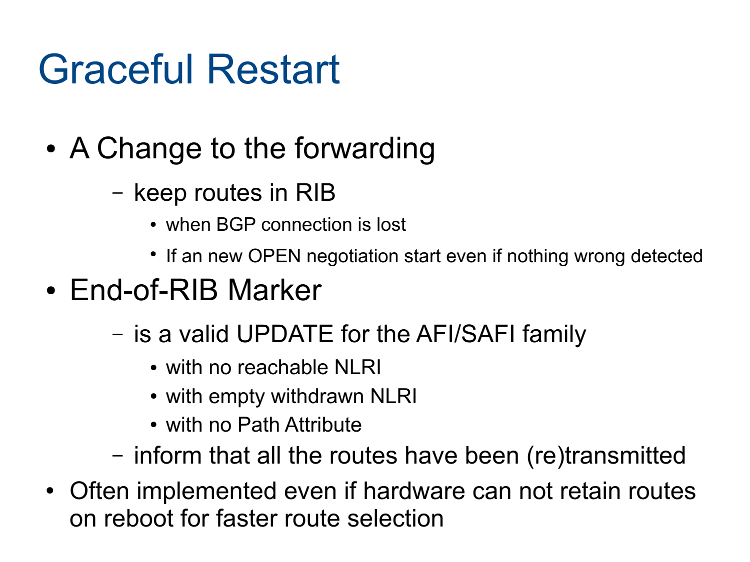# Graceful Restart

- A Change to the forwarding
  - keep routes in RIB
    - when BGP connection is lost
    - If an new OPEN negotiation start even if nothing wrong detected
- End-of-RIB Marker
  - is a valid UPDATE for the AFI/SAFI family
    - with no reachable NLRI
    - with empty withdrawn NLRI
    - with no Path Attribute
  - inform that all the routes have been (re)transmitted
- Often implemented even if hardware can not retain routes on reboot for faster route selection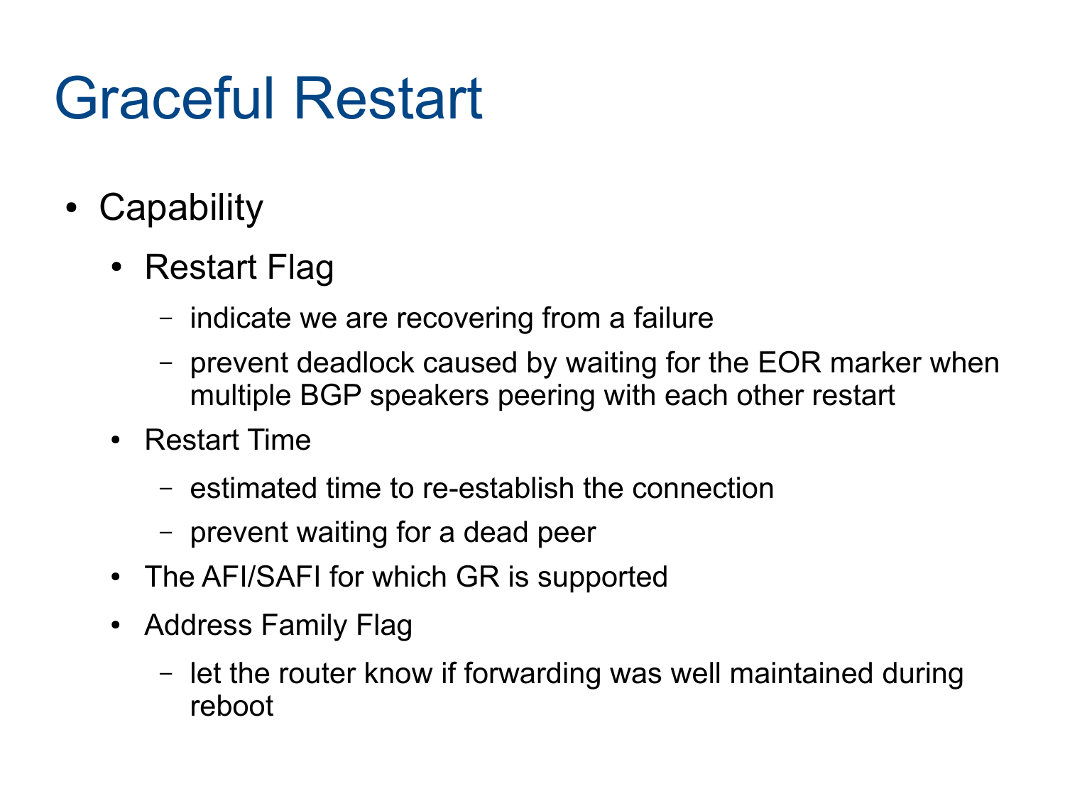# Graceful Restart

- Capability
  - Restart Flag
    - indicate we are recovering from a failure
    - prevent deadlock caused by waiting for the EOR marker when multiple BGP speakers peering with each other restart
  - Restart Time
    - estimated time to re-establish the connection
    - prevent waiting for a dead peer
  - The AFI/SAFI for which GR is supported
  - Address Family Flag
    - let the router know if forwarding was well maintained during reboot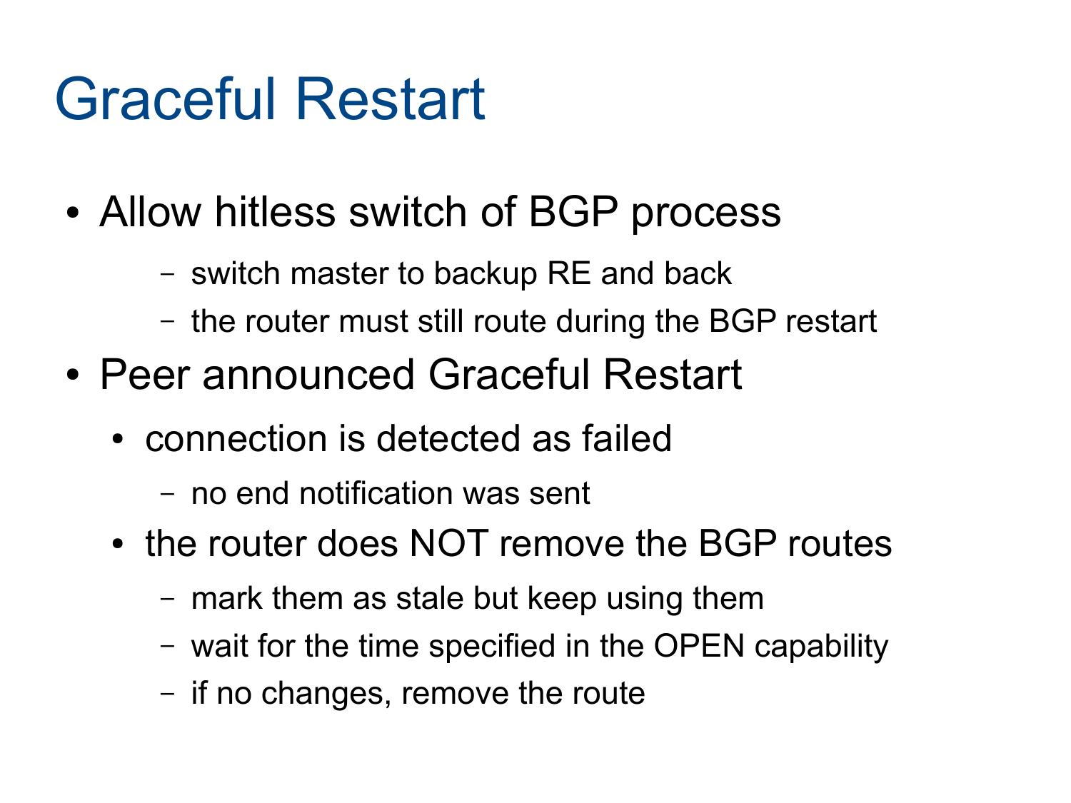# Graceful Restart

- Allow hitless switch of BGP process
  - switch master to backup RE and back
  - the router must still route during the BGP restart
- Peer announced Graceful Restart
  - connection is detected as failed
    - no end notification was sent
  - the router does NOT remove the BGP routes
    - mark them as stale but keep using them
    - wait for the time specified in the OPEN capability
    - if no changes, remove the route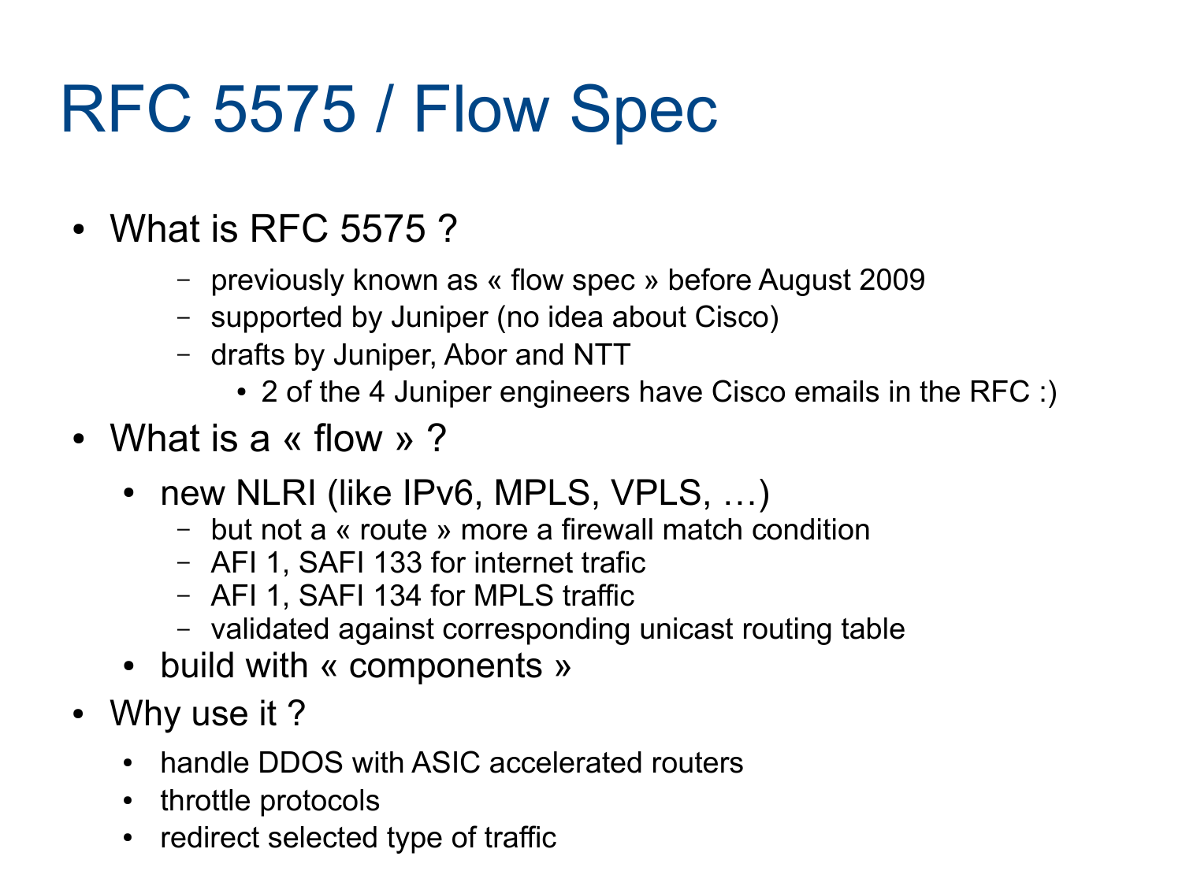# RFC 5575 / Flow Spec

- What is RFC 5575 ?
    - previously known as « flow spec » before August 2009
    - supported by Juniper (no idea about Cisco)
    - drafts by Juniper, Abor and NTT
        - 2 of the 4 Juniper engineers have Cisco emails in the RFC :)
- What is a « flow » ?
    - new NLRI (like IPv6, MPLS, VPLS, …)
        - but not a « route » more a firewall match condition
        - AFI 1, SAFI 133 for internet trafic
        - AFI 1, SAFI 134 for MPLS traffic
        - validated against corresponding unicast routing table
    - build with « components »
- Why use it ?
    - handle DDOS with ASIC accelerated routers
    - throttle protocols
    - redirect selected type of traffic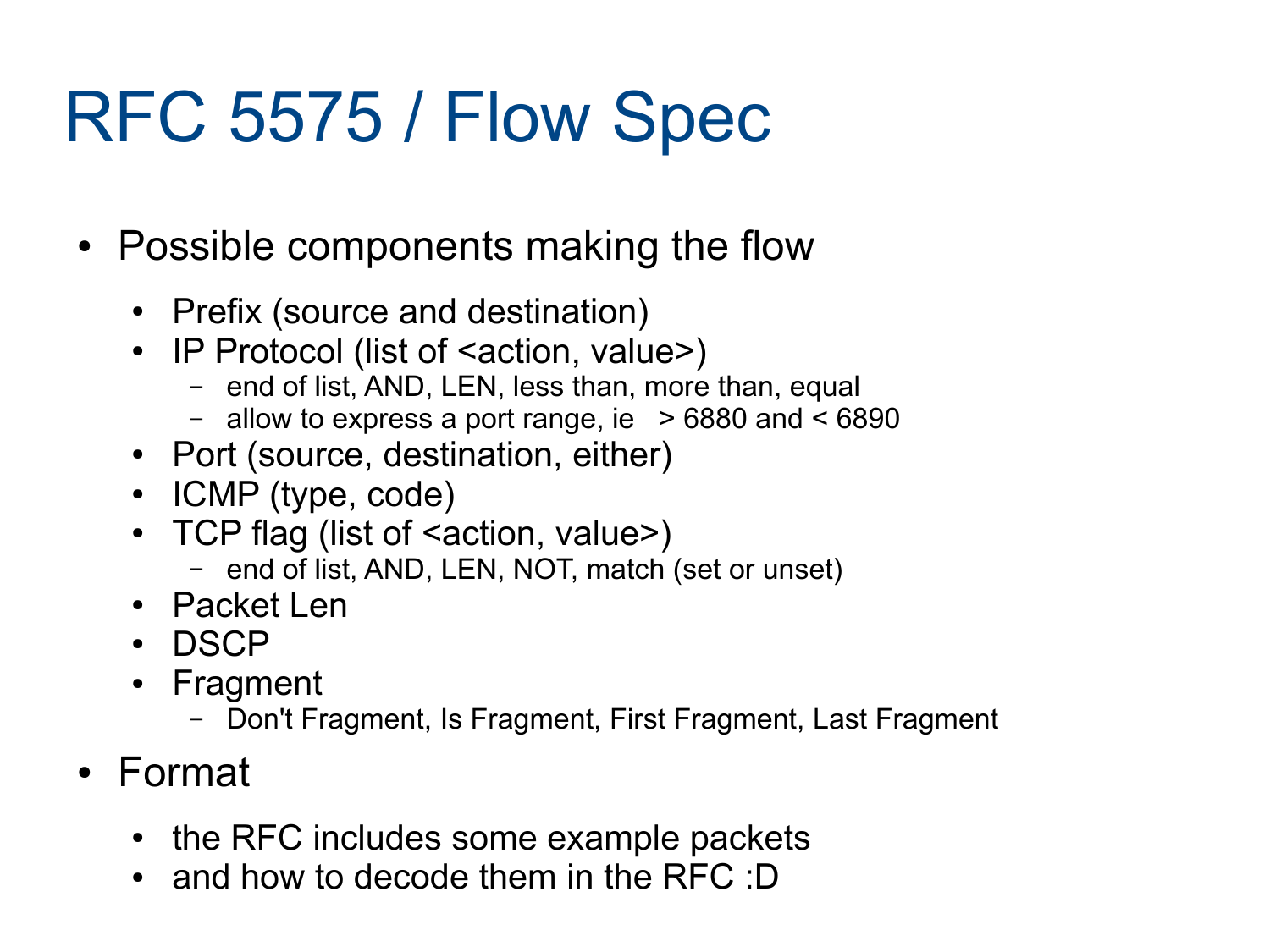# RFC 5575 / Flow Spec

- Possible components making the flow
  - Prefix (source and destination)
  - IP Protocol (list of <action, value>)
    - end of list, AND, LEN, less than, more than, equal
    - allow to express a port range, ie > 6880 and < 6890
  - Port (source, destination, either)
  - ICMP (type, code)
  - TCP flag (list of <action, value>)
    - end of list, AND, LEN, NOT, match (set or unset)
  - Packet Len
  - DSCP
  - Fragment
    - Don't Fragment, Is Fragment, First Fragment, Last Fragment
- Format
  - the RFC includes some example packets
  - and how to decode them in the RFC :D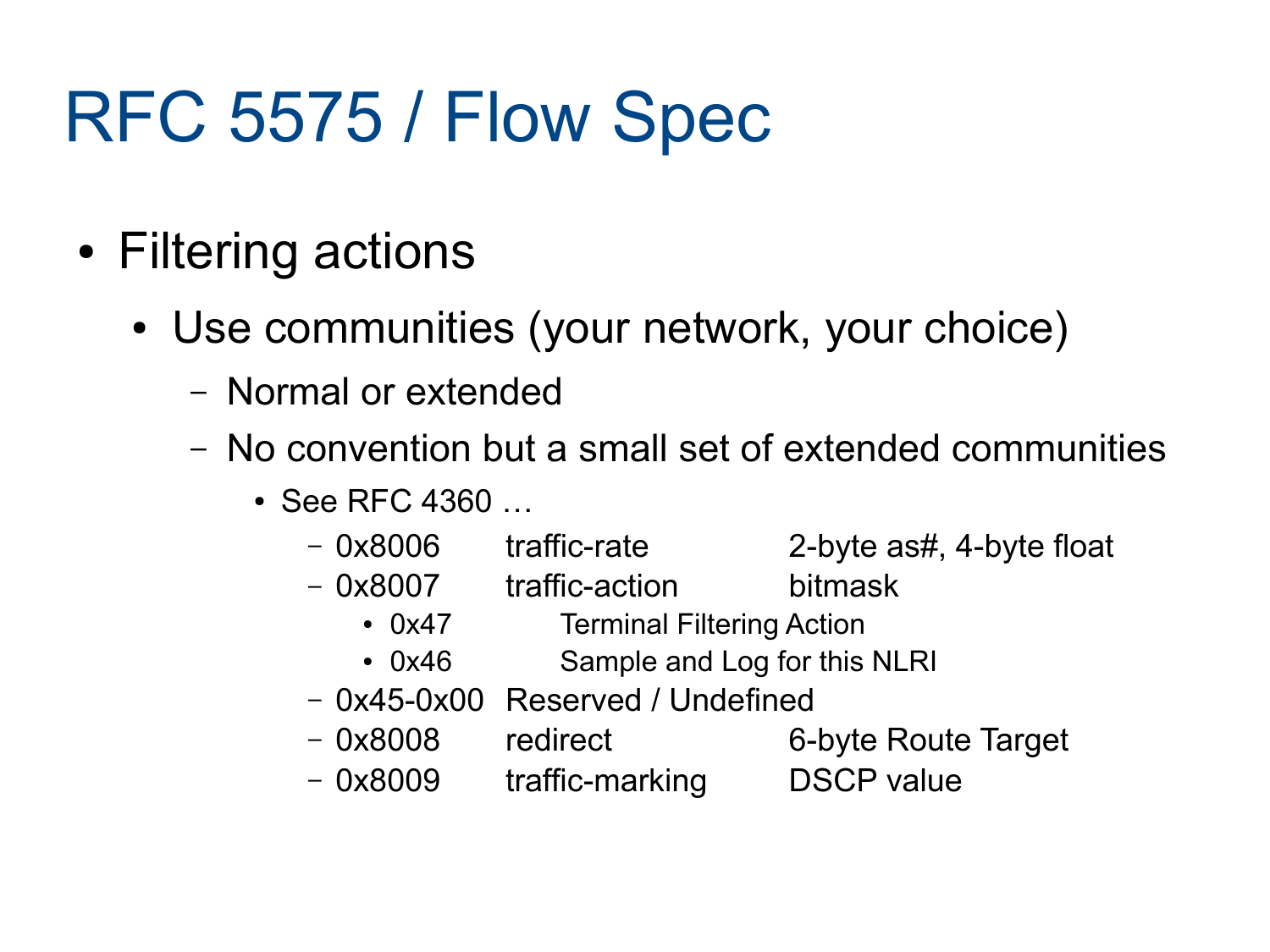# RFC 5575 / Flow Spec

- Filtering actions
  - Use communities (your network, your choice)
    - Normal or extended
    - No convention but a small set of extended communities
      - See RFC 4360 …
        - 0x8006 traffic-rate 2-byte as#, 4-byte float
        - 0x8007 traffic-action bitmask
          - 0x47 Terminal Filtering Action
          - 0x46 Sample and Log for this NLRI
        - 0x45-0x00 Reserved / Undefined
        - 0x8008 redirect 6-byte Route Target
        - 0x8009 traffic-marking DSCP value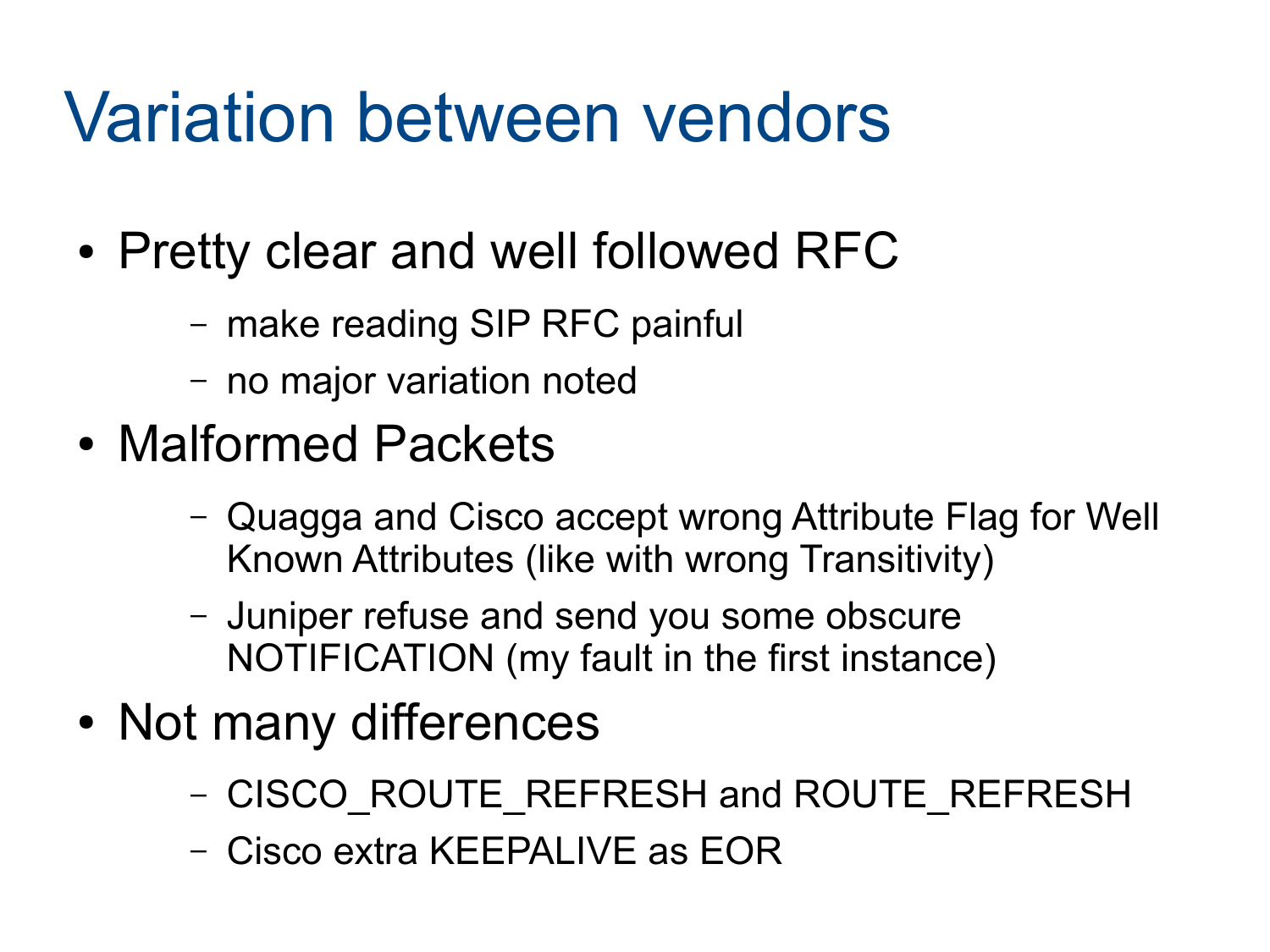# Variation between vendors

- Pretty clear and well followed RFC
  - make reading SIP RFC painful
  - no major variation noted
- Malformed Packets
  - Quagga and Cisco accept wrong Attribute Flag for Well Known Attributes (like with wrong Transitivity)
  - Juniper refuse and send you some obscure NOTIFICATION (my fault in the first instance)
- Not many differences
  - CISCO_ROUTE_REFRESH and ROUTE_REFRESH
  - Cisco extra KEEPALIVE as EOR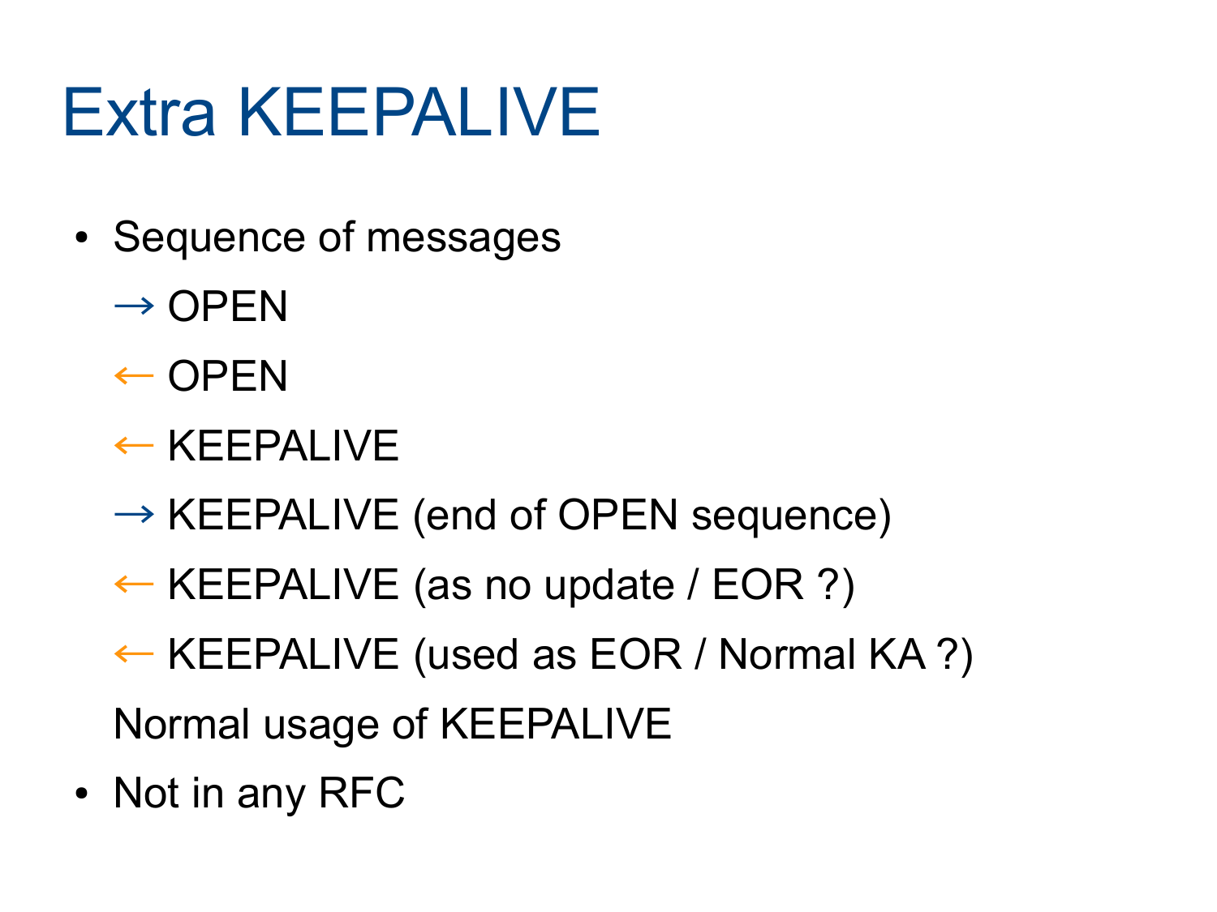# Extra KEEPALIVE

- Sequence of messages

  → OPEN

  ← OPEN

  ← KEEPALIVE

  → KEEPALIVE (end of OPEN sequence)

  ← KEEPALIVE (as no update / EOR ?)

  ← KEEPALIVE (used as EOR / Normal KA ?)

  Normal usage of KEEPALIVE

- Not in any RFC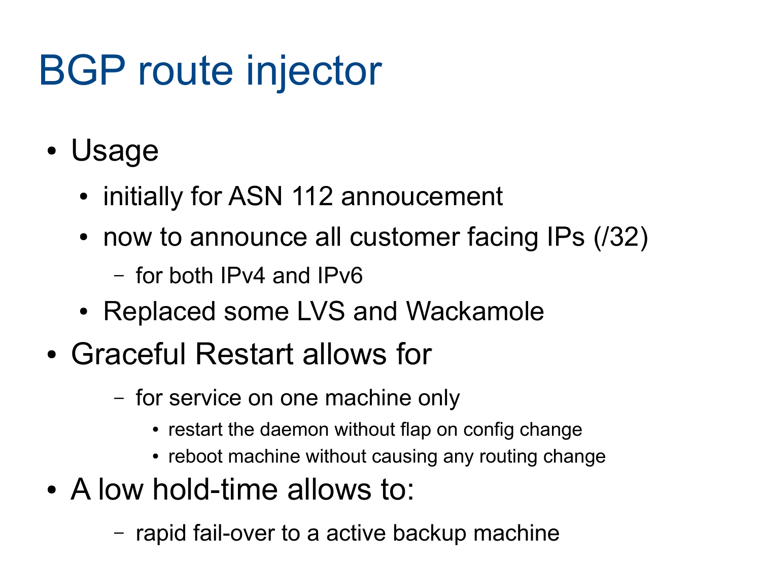# BGP route injector

- Usage
  - initially for ASN 112 annoucement
  - now to announce all customer facing IPs (/32)
    - for both IPv4 and IPv6
  - Replaced some LVS and Wackamole
- Graceful Restart allows for
    - for service on one machine only
      - restart the daemon without flap on config change
      - reboot machine without causing any routing change
- A low hold-time allows to:
    - rapid fail-over to a active backup machine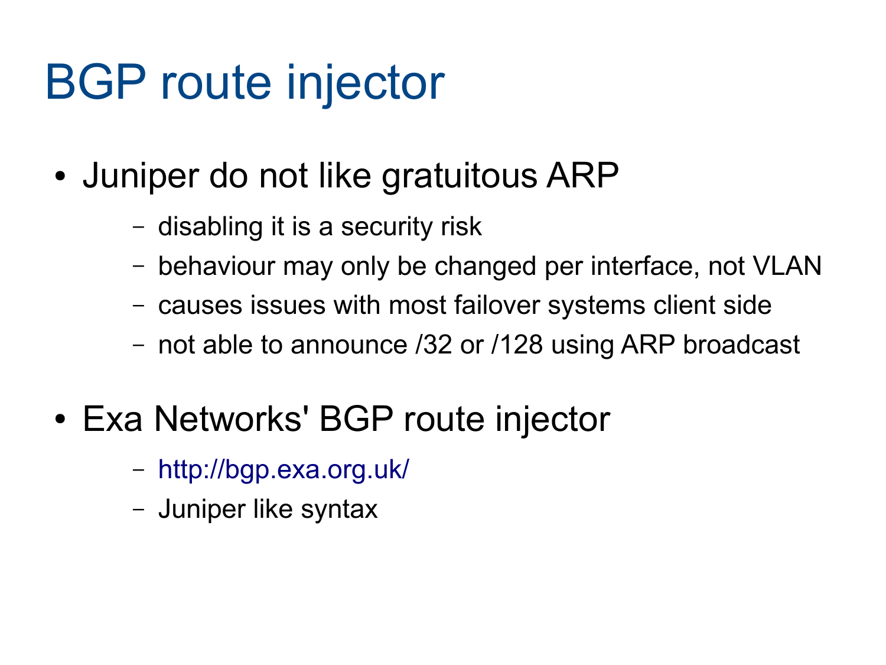# BGP route injector

- Juniper do not like gratuitous ARP
  - disabling it is a security risk
  - behaviour may only be changed per interface, not VLAN
  - causes issues with most failover systems client side
  - not able to announce /32 or /128 using ARP broadcast

- Exa Networks' BGP route injector
  - http://bgp.exa.org.uk/
  - Juniper like syntax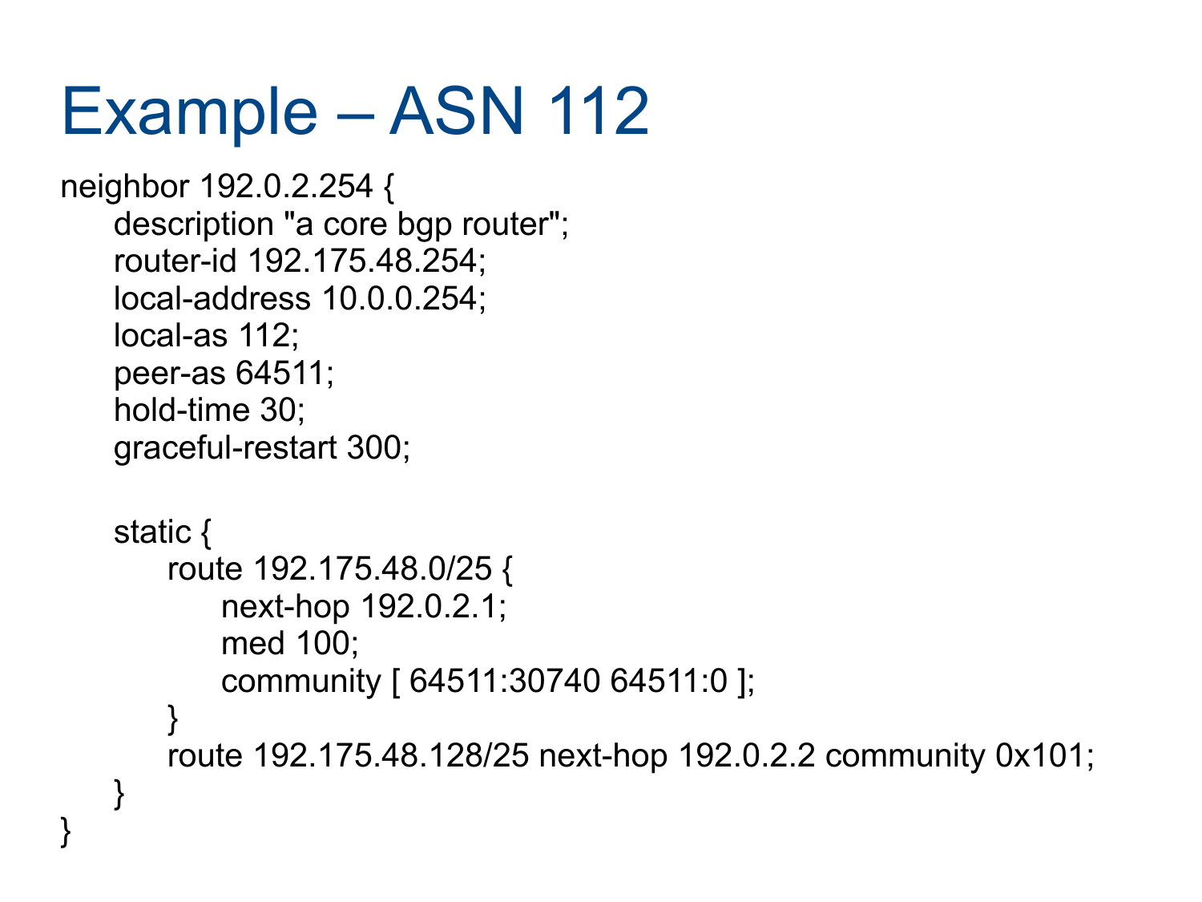# Example – ASN 112

```
neighbor 192.0.2.254 {
    description "a core bgp router";
    router-id 192.175.48.254;
    local-address 10.0.0.254;
    local-as 112;
    peer-as 64511;
    hold-time 30;
    graceful-restart 300;

    static {
        route 192.175.48.0/25 {
            next-hop 192.0.2.1;
            med 100;
            community [ 64511:30740 64511:0 ];
        }
        route 192.175.48.128/25 next-hop 192.0.2.2 community 0x101;
    }
}
```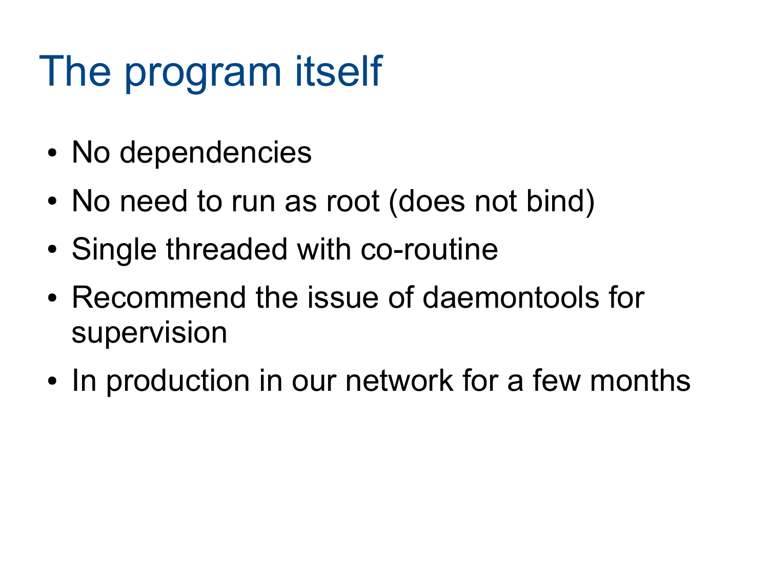# The program itself

- No dependencies
- No need to run as root (does not bind)
- Single threaded with co-routine
- Recommend the issue of daemontools for supervision
- In production in our network for a few months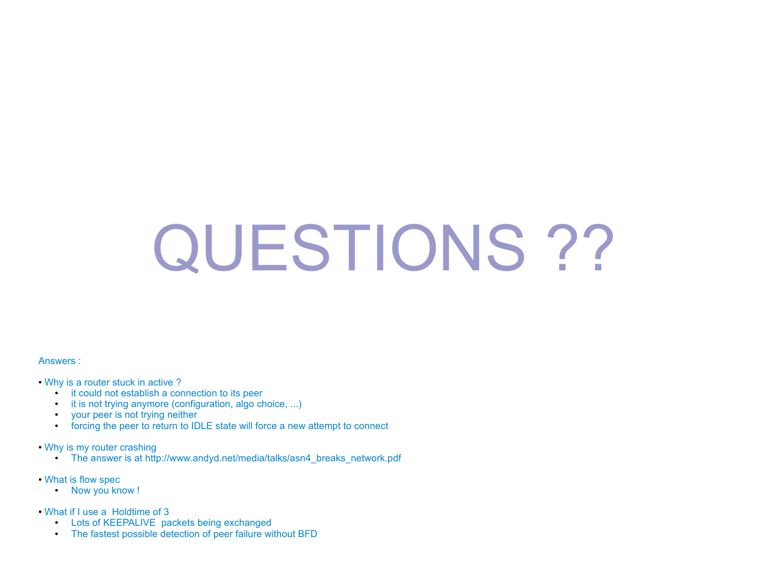# QUESTIONS ??

Answers :

- Why is a router stuck in active ?
  - it could not establish a connection to its peer
  - it is not trying anymore (configuration, algo choice, ...)
  - your peer is not trying neither
  - forcing the peer to return to IDLE state will force a new attempt to connect

- Why is my router crashing
  - The answer is at http://www.andyd.net/media/talks/asn4_breaks_network.pdf

- What is flow spec
  - Now you know !

- What if I use a Holdtime of 3
  - Lots of KEEPALIVE packets being exchanged
  - The fastest possible detection of peer failure without BFD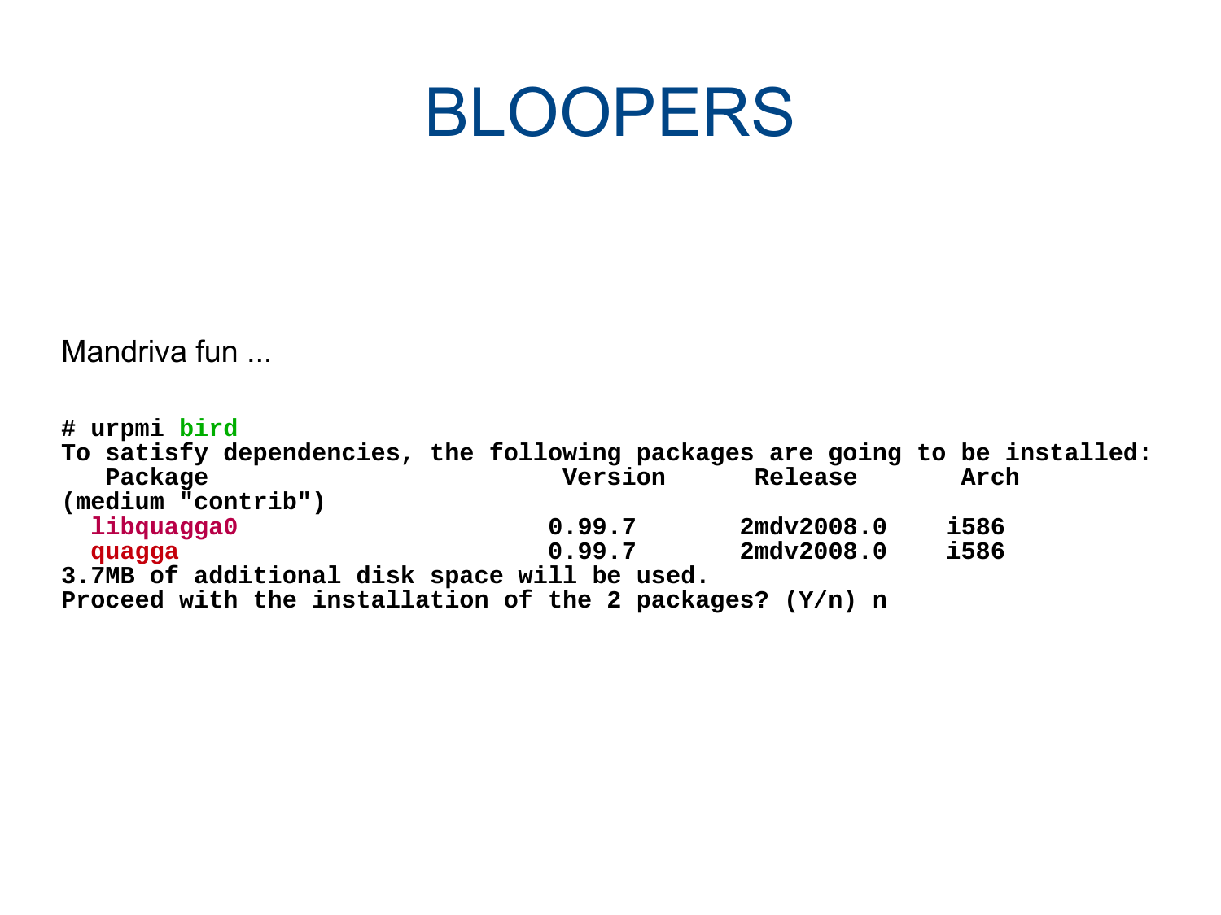# BLOOPERS

Mandriva fun ...

```
# urpmi bird
To satisfy dependencies, the following packages are going to be installed:
   Package                        Version      Release       Arch
(medium "contrib")
  libquagga0                     0.99.7       2mdv2008.0    i586
  quagga                         0.99.7       2mdv2008.0    i586
3.7MB of additional disk space will be used.
Proceed with the installation of the 2 packages? (Y/n) n
```